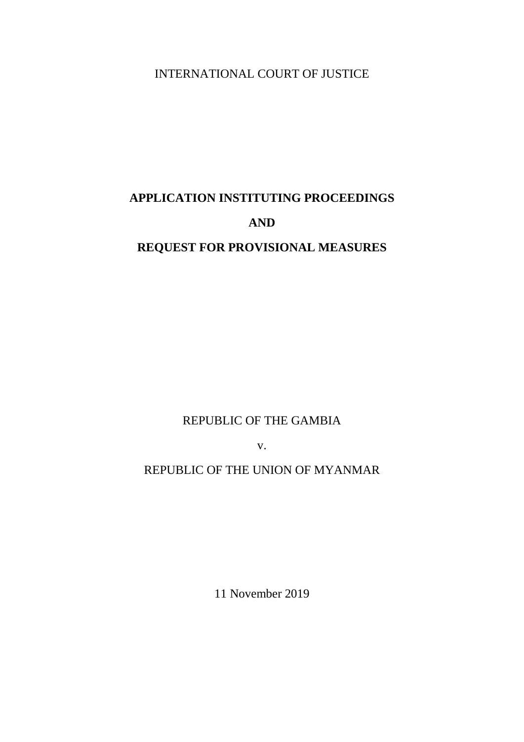INTERNATIONAL COURT OF JUSTICE

# APPLICATION INSTITUTING PROCEEDINGS

# AND

# REQUEST FOR PROVISIONAL MEASURES

REPUBLIC OF THE GAMBIA

v.

REPUBLIC OF THE UNION OF MYANMAR

11 November 2019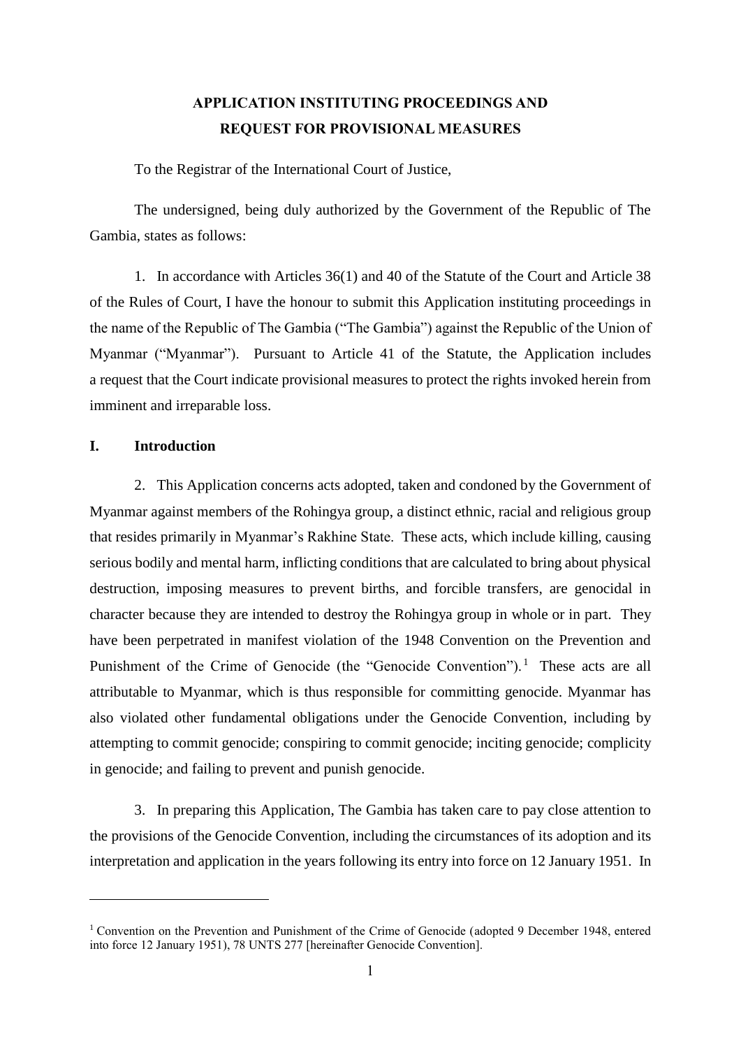# APPLICATION INSTITUTING PROCEEDINGS AND REQUEST FOR PROVISIONAL MEASURES

To the Registrar of the International Court of Justice,

The undersigned, being duly authorized by the Government of the Republic of The Gambia, states as follows:

1. In accordance with Articles 36(1) and 40 of the Statute of the Court and Article 38 of the Rules of Court, I have the honour to submit this Application instituting proceedings in the name of the Republic of The Gambia ("The Gambia") against the Republic of the Union of Myanmar ("Myanmar"). Pursuant to Article 41 of the Statute, the Application includes a request that the Court indicate provisional measures to protect the rights invoked herein from imminent and irreparable loss.

## I. Introduction

2. This Application concerns acts adopted, taken and condoned by the Government of Myanmar against members of the Rohingya group, a distinct ethnic, racial and religious group that resides primarily in Myanmar's Rakhine State. These acts, which include killing, causing serious bodily and mental harm, inflicting conditions that are calculated to bring about physical destruction, imposing measures to prevent births, and forcible transfers, are genocidal in character because they are intended to destroy the Rohingya group in whole or in part. They have been perpetrated in manifest violation of the 1948 Convention on the Prevention and Punishment of the Crime of Genocide (the "Genocide Convention").[1] These acts are all attributable to Myanmar, which is thus responsible for committing genocide. Myanmar has also violated other fundamental obligations under the Genocide Convention, including by attempting to commit genocide; conspiring to commit genocide; inciting genocide; complicity in genocide; and failing to prevent and punish genocide.

3. In preparing this Application, The Gambia has taken care to pay close attention to the provisions of the Genocide Convention, including the circumstances of its adoption and its interpretation and application in the years following its entry into force on 12 January 1951. In

---

[1] Convention on the Prevention and Punishment of the Crime of Genocide (adopted 9 December 1948, entered into force 12 January 1951), 78 UNTS 277 [hereinafter Genocide Convention].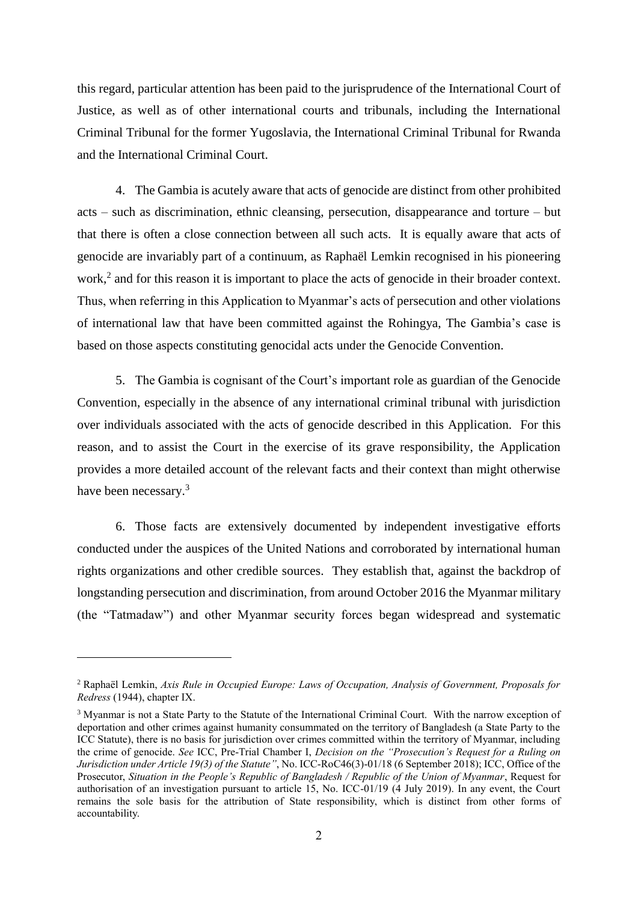this regard, particular attention has been paid to the jurisprudence of the International Court of Justice, as well as of other international courts and tribunals, including the International Criminal Tribunal for the former Yugoslavia, the International Criminal Tribunal for Rwanda and the International Criminal Court.

4. The Gambia is acutely aware that acts of genocide are distinct from other prohibited acts – such as discrimination, ethnic cleansing, persecution, disappearance and torture – but that there is often a close connection between all such acts. It is equally aware that acts of genocide are invariably part of a continuum, as Raphaël Lemkin recognised in his pioneering work,[2] and for this reason it is important to place the acts of genocide in their broader context. Thus, when referring in this Application to Myanmar's acts of persecution and other violations of international law that have been committed against the Rohingya, The Gambia's case is based on those aspects constituting genocidal acts under the Genocide Convention.

5. The Gambia is cognisant of the Court's important role as guardian of the Genocide Convention, especially in the absence of any international criminal tribunal with jurisdiction over individuals associated with the acts of genocide described in this Application. For this reason, and to assist the Court in the exercise of its grave responsibility, the Application provides a more detailed account of the relevant facts and their context than might otherwise have been necessary.[3]

6. Those facts are extensively documented by independent investigative efforts conducted under the auspices of the United Nations and corroborated by international human rights organizations and other credible sources. They establish that, against the backdrop of longstanding persecution and discrimination, from around October 2016 the Myanmar military (the "Tatmadaw") and other Myanmar security forces began widespread and systematic

---

[2] Raphaël Lemkin, *Axis Rule in Occupied Europe: Laws of Occupation, Analysis of Government, Proposals for Redress* (1944), chapter IX.

[3] Myanmar is not a State Party to the Statute of the International Criminal Court. With the narrow exception of deportation and other crimes against humanity consummated on the territory of Bangladesh (a State Party to the ICC Statute), there is no basis for jurisdiction over crimes committed within the territory of Myanmar, including the crime of genocide. *See* ICC, Pre-Trial Chamber I, *Decision on the "Prosecution's Request for a Ruling on Jurisdiction under Article 19(3) of the Statute"*, No. ICC-RoC46(3)-01/18 (6 September 2018); ICC, Office of the Prosecutor, *Situation in the People's Republic of Bangladesh / Republic of the Union of Myanmar*, Request for authorisation of an investigation pursuant to article 15, No. ICC-01/19 (4 July 2019). In any event, the Court remains the sole basis for the attribution of State responsibility, which is distinct from other forms of accountability.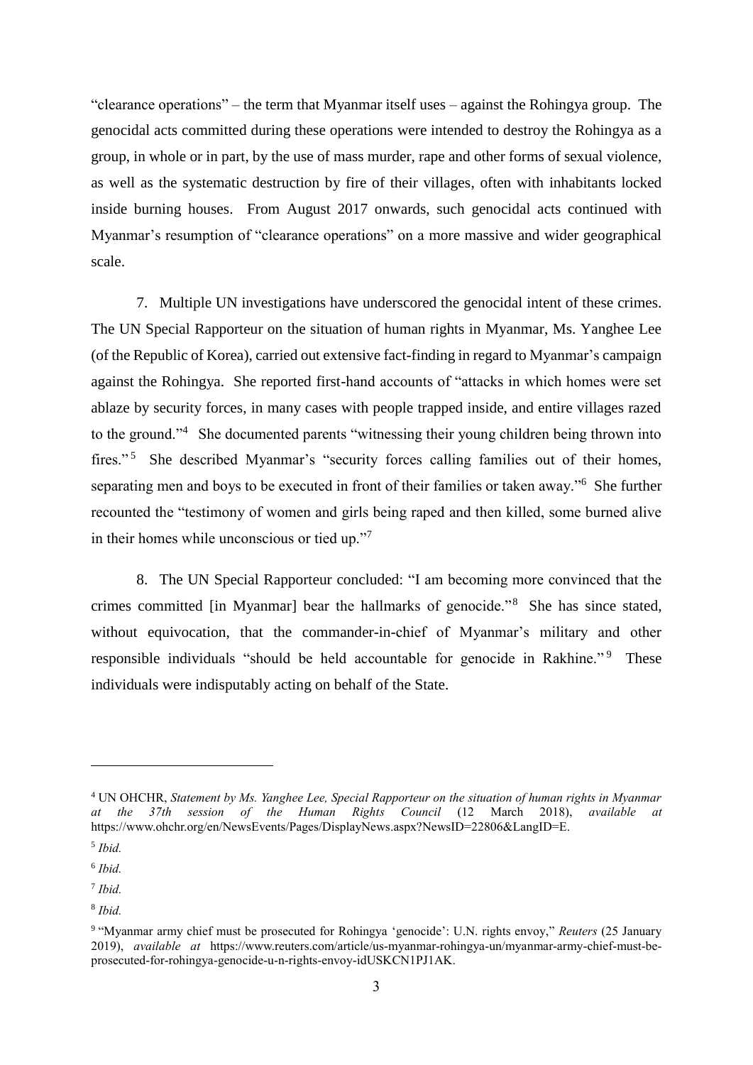"clearance operations" – the term that Myanmar itself uses – against the Rohingya group. The genocidal acts committed during these operations were intended to destroy the Rohingya as a group, in whole or in part, by the use of mass murder, rape and other forms of sexual violence, as well as the systematic destruction by fire of their villages, often with inhabitants locked inside burning houses. From August 2017 onwards, such genocidal acts continued with Myanmar's resumption of "clearance operations" on a more massive and wider geographical scale.

7. Multiple UN investigations have underscored the genocidal intent of these crimes. The UN Special Rapporteur on the situation of human rights in Myanmar, Ms. Yanghee Lee (of the Republic of Korea), carried out extensive fact-finding in regard to Myanmar's campaign against the Rohingya. She reported first-hand accounts of "attacks in which homes were set ablaze by security forces, in many cases with people trapped inside, and entire villages razed to the ground."[4] She documented parents "witnessing their young children being thrown into fires."[5] She described Myanmar's "security forces calling families out of their homes, separating men and boys to be executed in front of their families or taken away."[6] She further recounted the "testimony of women and girls being raped and then killed, some burned alive in their homes while unconscious or tied up."[7]

8. The UN Special Rapporteur concluded: "I am becoming more convinced that the crimes committed [in Myanmar] bear the hallmarks of genocide."[8] She has since stated, without equivocation, that the commander-in-chief of Myanmar's military and other responsible individuals "should be held accountable for genocide in Rakhine."[9] These individuals were indisputably acting on behalf of the State.

---

[4] UN OHCHR, *Statement by Ms. Yanghee Lee, Special Rapporteur on the situation of human rights in Myanmar at the 37th session of the Human Rights Council* (12 March 2018), *available at* https://www.ohchr.org/en/NewsEvents/Pages/DisplayNews.aspx?NewsID=22806&LangID=E.

[5] *Ibid.*

[6] *Ibid.*

[7] *Ibid.*

[8] *Ibid.*

[9] "Myanmar army chief must be prosecuted for Rohingya 'genocide': U.N. rights envoy," *Reuters* (25 January 2019), *available at* https://www.reuters.com/article/us-myanmar-rohingya-un/myanmar-army-chief-must-be-prosecuted-for-rohingya-genocide-u-n-rights-envoy-idUSKCN1PJ1AK.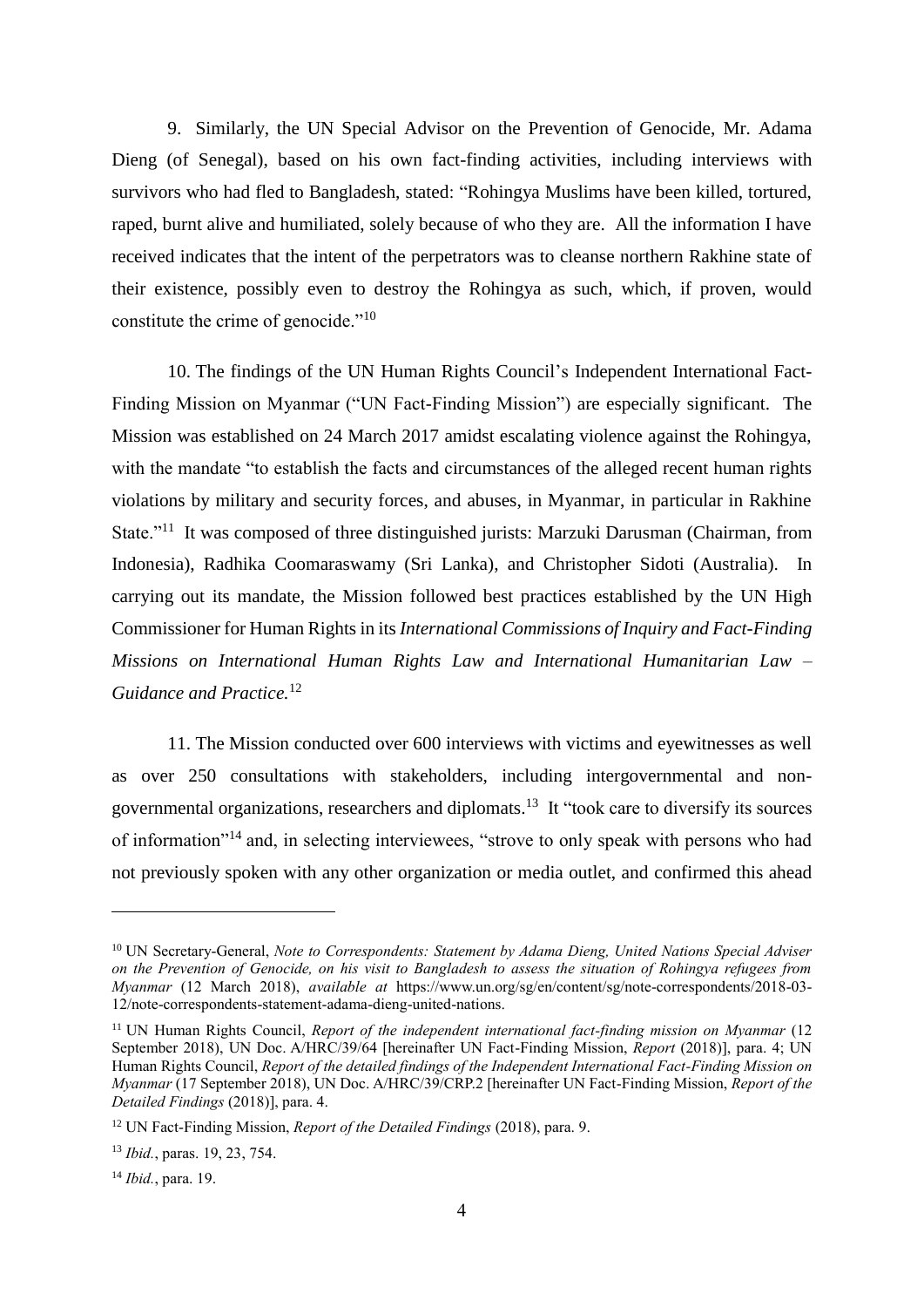9. Similarly, the UN Special Advisor on the Prevention of Genocide, Mr. Adama Dieng (of Senegal), based on his own fact-finding activities, including interviews with survivors who had fled to Bangladesh, stated: "Rohingya Muslims have been killed, tortured, raped, burnt alive and humiliated, solely because of who they are. All the information I have received indicates that the intent of the perpetrators was to cleanse northern Rakhine state of their existence, possibly even to destroy the Rohingya as such, which, if proven, would constitute the crime of genocide."[10]

10. The findings of the UN Human Rights Council's Independent International Fact-Finding Mission on Myanmar ("UN Fact-Finding Mission") are especially significant. The Mission was established on 24 March 2017 amidst escalating violence against the Rohingya, with the mandate "to establish the facts and circumstances of the alleged recent human rights violations by military and security forces, and abuses, in Myanmar, in particular in Rakhine State."[11] It was composed of three distinguished jurists: Marzuki Darusman (Chairman, from Indonesia), Radhika Coomaraswamy (Sri Lanka), and Christopher Sidoti (Australia). In carrying out its mandate, the Mission followed best practices established by the UN High Commissioner for Human Rights in its *International Commissions of Inquiry and Fact-Finding Missions on International Human Rights Law and International Humanitarian Law – Guidance and Practice.*[12]

11. The Mission conducted over 600 interviews with victims and eyewitnesses as well as over 250 consultations with stakeholders, including intergovernmental and non-governmental organizations, researchers and diplomats.[13] It "took care to diversify its sources of information"[14] and, in selecting interviewees, "strove to only speak with persons who had not previously spoken with any other organization or media outlet, and confirmed this ahead

---

[10] UN Secretary-General, *Note to Correspondents: Statement by Adama Dieng, United Nations Special Adviser on the Prevention of Genocide, on his visit to Bangladesh to assess the situation of Rohingya refugees from Myanmar* (12 March 2018), *available at* https://www.un.org/sg/en/content/sg/note-correspondents/2018-03-12/note-correspondents-statement-adama-dieng-united-nations.

[11] UN Human Rights Council, *Report of the independent international fact-finding mission on Myanmar* (12 September 2018), UN Doc. A/HRC/39/64 [hereinafter UN Fact-Finding Mission, *Report* (2018)], para. 4; UN Human Rights Council, *Report of the detailed findings of the Independent International Fact-Finding Mission on Myanmar* (17 September 2018), UN Doc. A/HRC/39/CRP.2 [hereinafter UN Fact-Finding Mission, *Report of the Detailed Findings* (2018)], para. 4.

[12] UN Fact-Finding Mission, *Report of the Detailed Findings* (2018), para. 9.

[13] *Ibid.*, paras. 19, 23, 754.

[14] *Ibid.*, para. 19.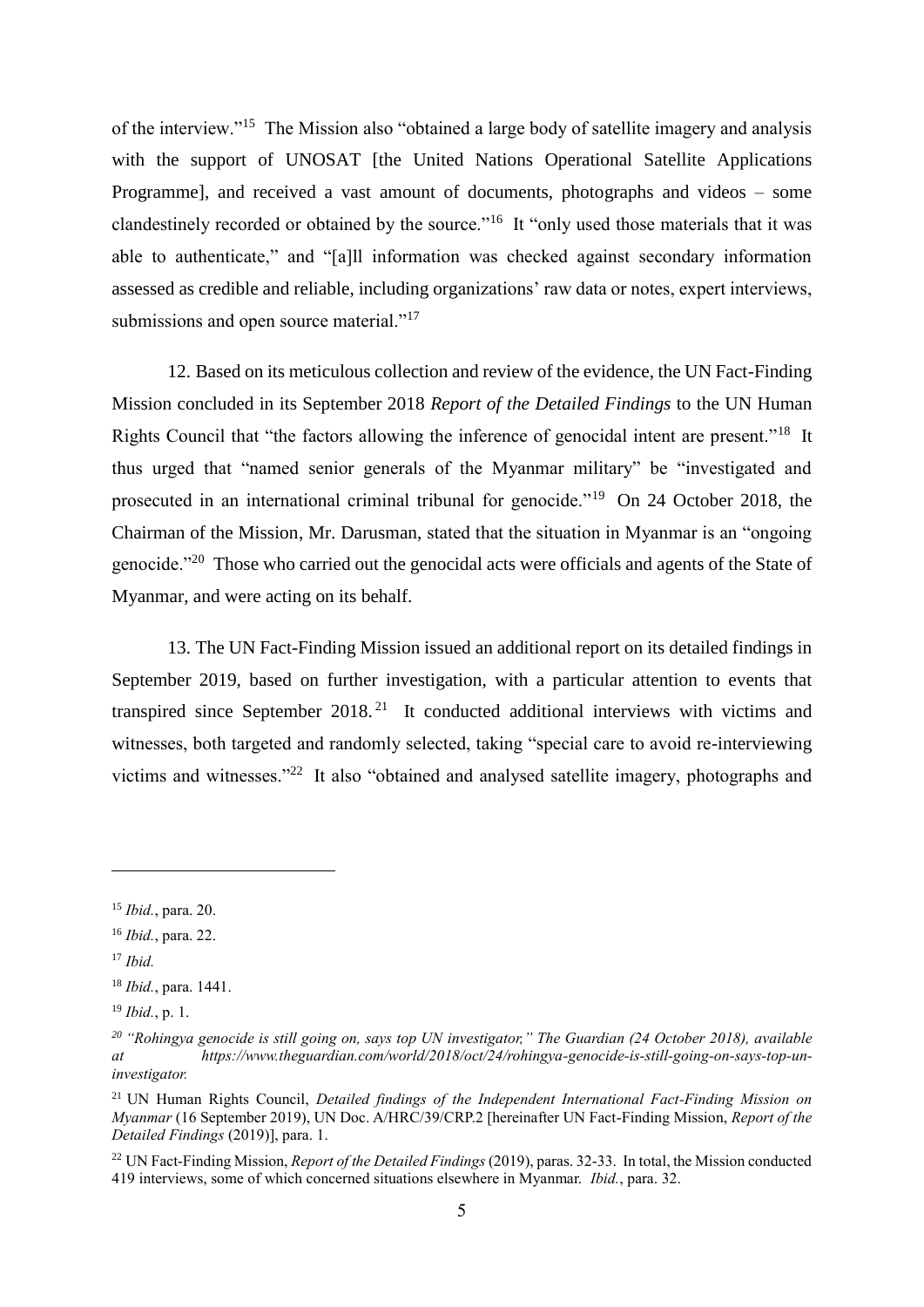of the interview."[15] The Mission also "obtained a large body of satellite imagery and analysis with the support of UNOSAT [the United Nations Operational Satellite Applications Programme], and received a vast amount of documents, photographs and videos – some clandestinely recorded or obtained by the source."[16] It "only used those materials that it was able to authenticate," and "[a]ll information was checked against secondary information assessed as credible and reliable, including organizations' raw data or notes, expert interviews, submissions and open source material."[17]

12. Based on its meticulous collection and review of the evidence, the UN Fact-Finding Mission concluded in its September 2018 *Report of the Detailed Findings* to the UN Human Rights Council that "the factors allowing the inference of genocidal intent are present."[18] It thus urged that "named senior generals of the Myanmar military" be "investigated and prosecuted in an international criminal tribunal for genocide."[19] On 24 October 2018, the Chairman of the Mission, Mr. Darusman, stated that the situation in Myanmar is an "ongoing genocide."[20] Those who carried out the genocidal acts were officials and agents of the State of Myanmar, and were acting on its behalf.

13. The UN Fact-Finding Mission issued an additional report on its detailed findings in September 2019, based on further investigation, with a particular attention to events that transpired since September 2018.[21] It conducted additional interviews with victims and witnesses, both targeted and randomly selected, taking "special care to avoid re-interviewing victims and witnesses."[22] It also "obtained and analysed satellite imagery, photographs and

---

[15] *Ibid.*, para. 20.

[16] *Ibid.*, para. 22.

[17] *Ibid.*

[18] *Ibid.*, para. 1441.

[19] *Ibid.*, p. 1.

[20] *"Rohingya genocide is still going on, says top UN investigator," The Guardian (24 October 2018), available at https://www.theguardian.com/world/2018/oct/24/rohingya-genocide-is-still-going-on-says-top-un-investigator.*

[21] UN Human Rights Council, *Detailed findings of the Independent International Fact-Finding Mission on Myanmar* (16 September 2019), UN Doc. A/HRC/39/CRP.2 [hereinafter UN Fact-Finding Mission, *Report of the Detailed Findings* (2019)], para. 1.

[22] UN Fact-Finding Mission, *Report of the Detailed Findings* (2019), paras. 32-33. In total, the Mission conducted 419 interviews, some of which concerned situations elsewhere in Myanmar. *Ibid.*, para. 32.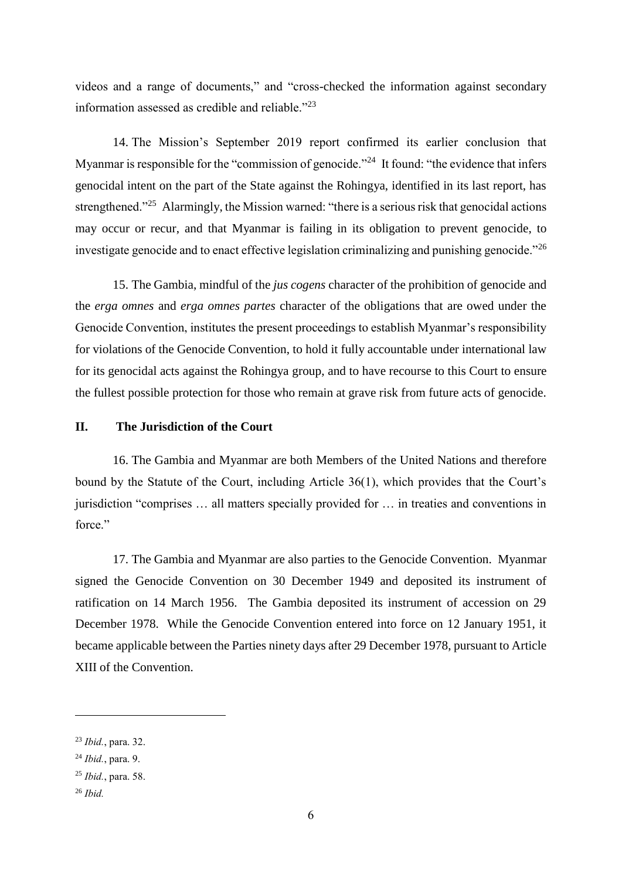videos and a range of documents," and "cross-checked the information against secondary information assessed as credible and reliable."[23]

14. The Mission's September 2019 report confirmed its earlier conclusion that Myanmar is responsible for the "commission of genocide."[24] It found: "the evidence that infers genocidal intent on the part of the State against the Rohingya, identified in its last report, has strengthened."[25] Alarmingly, the Mission warned: "there is a serious risk that genocidal actions may occur or recur, and that Myanmar is failing in its obligation to prevent genocide, to investigate genocide and to enact effective legislation criminalizing and punishing genocide."[26]

15. The Gambia, mindful of the *jus cogens* character of the prohibition of genocide and the *erga omnes* and *erga omnes partes* character of the obligations that are owed under the Genocide Convention, institutes the present proceedings to establish Myanmar's responsibility for violations of the Genocide Convention, to hold it fully accountable under international law for its genocidal acts against the Rohingya group, and to have recourse to this Court to ensure the fullest possible protection for those who remain at grave risk from future acts of genocide.

## II. The Jurisdiction of the Court

16. The Gambia and Myanmar are both Members of the United Nations and therefore bound by the Statute of the Court, including Article 36(1), which provides that the Court's jurisdiction "comprises … all matters specially provided for … in treaties and conventions in force."

17. The Gambia and Myanmar are also parties to the Genocide Convention. Myanmar signed the Genocide Convention on 30 December 1949 and deposited its instrument of ratification on 14 March 1956. The Gambia deposited its instrument of accession on 29 December 1978. While the Genocide Convention entered into force on 12 January 1951, it became applicable between the Parties ninety days after 29 December 1978, pursuant to Article XIII of the Convention.

---

[23] *Ibid.*, para. 32.

[24] *Ibid.*, para. 9.

[25] *Ibid.*, para. 58.

[26] *Ibid.*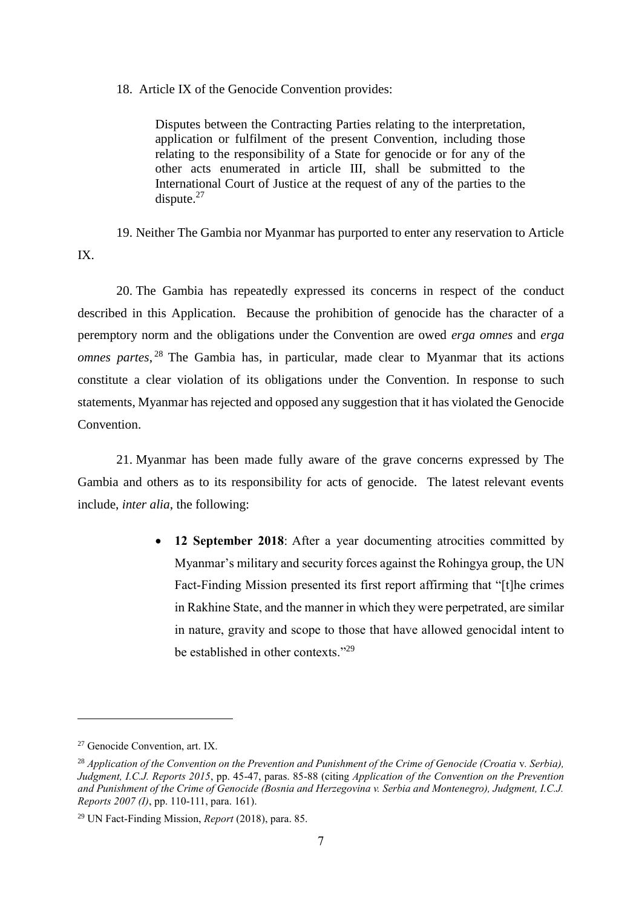18. Article IX of the Genocide Convention provides:

> Disputes between the Contracting Parties relating to the interpretation, application or fulfilment of the present Convention, including those relating to the responsibility of a State for genocide or for any of the other acts enumerated in article III, shall be submitted to the International Court of Justice at the request of any of the parties to the dispute.[27]

19. Neither The Gambia nor Myanmar has purported to enter any reservation to Article IX.

20. The Gambia has repeatedly expressed its concerns in respect of the conduct described in this Application. Because the prohibition of genocide has the character of a peremptory norm and the obligations under the Convention are owed *erga omnes* and *erga omnes partes*,[28] The Gambia has, in particular, made clear to Myanmar that its actions constitute a clear violation of its obligations under the Convention. In response to such statements, Myanmar has rejected and opposed any suggestion that it has violated the Genocide Convention.

21. Myanmar has been made fully aware of the grave concerns expressed by The Gambia and others as to its responsibility for acts of genocide. The latest relevant events include, *inter alia*, the following:

- **12 September 2018**: After a year documenting atrocities committed by Myanmar's military and security forces against the Rohingya group, the UN Fact-Finding Mission presented its first report affirming that "[t]he crimes in Rakhine State, and the manner in which they were perpetrated, are similar in nature, gravity and scope to those that have allowed genocidal intent to be established in other contexts."[29]

---

[27] Genocide Convention, art. IX.

[28] *Application of the Convention on the Prevention and Punishment of the Crime of Genocide (Croatia* v. *Serbia), Judgment, I.C.J. Reports 2015*, pp. 45-47, paras. 85-88 (citing *Application of the Convention on the Prevention and Punishment of the Crime of Genocide (Bosnia and Herzegovina v. Serbia and Montenegro), Judgment, I.C.J. Reports 2007 (I)*, pp. 110-111, para. 161).

[29] UN Fact-Finding Mission, *Report* (2018), para. 85.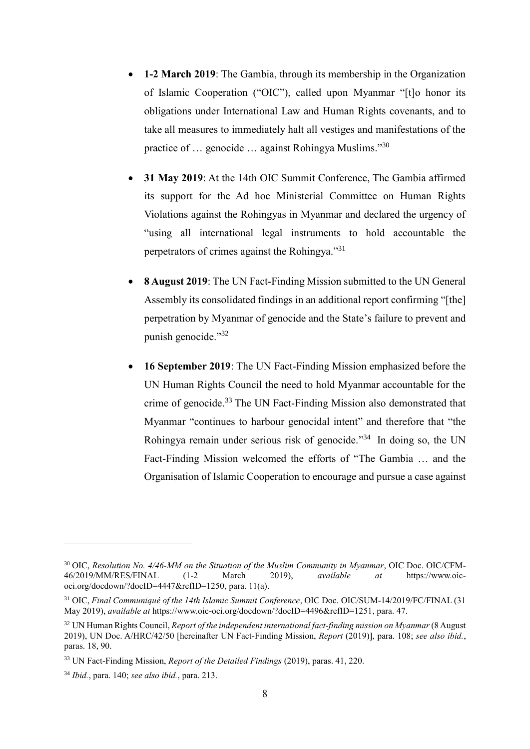- **1-2 March 2019**: The Gambia, through its membership in the Organization of Islamic Cooperation ("OIC"), called upon Myanmar "[t]o honor its obligations under International Law and Human Rights covenants, and to take all measures to immediately halt all vestiges and manifestations of the practice of … genocide … against Rohingya Muslims."[30]

- **31 May 2019**: At the 14th OIC Summit Conference, The Gambia affirmed its support for the Ad hoc Ministerial Committee on Human Rights Violations against the Rohingyas in Myanmar and declared the urgency of "using all international legal instruments to hold accountable the perpetrators of crimes against the Rohingya."[31]

- **8 August 2019**: The UN Fact-Finding Mission submitted to the UN General Assembly its consolidated findings in an additional report confirming "[the] perpetration by Myanmar of genocide and the State's failure to prevent and punish genocide."[32]

- **16 September 2019**: The UN Fact-Finding Mission emphasized before the UN Human Rights Council the need to hold Myanmar accountable for the crime of genocide.[33] The UN Fact-Finding Mission also demonstrated that Myanmar "continues to harbour genocidal intent" and therefore that "the Rohingya remain under serious risk of genocide."[34] In doing so, the UN Fact-Finding Mission welcomed the efforts of "The Gambia … and the Organisation of Islamic Cooperation to encourage and pursue a case against

---

[30] OIC, *Resolution No. 4/46-MM on the Situation of the Muslim Community in Myanmar*, OIC Doc. OIC/CFM-46/2019/MM/RES/FINAL (1-2 March 2019), *available at* https://www.oic-oci.org/docdown/?docID=4447&refID=1250, para. 11(a).

[31] OIC, *Final Communiqué of the 14th Islamic Summit Conference*, OIC Doc. OIC/SUM-14/2019/FC/FINAL (31 May 2019), *available at* https://www.oic-oci.org/docdown/?docID=4496&refID=1251, para. 47.

[32] UN Human Rights Council, *Report of the independent international fact-finding mission on Myanmar* (8 August 2019), UN Doc. A/HRC/42/50 [hereinafter UN Fact-Finding Mission, *Report* (2019)], para. 108; *see also ibid.*, paras. 18, 90.

[33] UN Fact-Finding Mission, *Report of the Detailed Findings* (2019), paras. 41, 220.

[34] *Ibid.*, para. 140; *see also ibid.*, para. 213.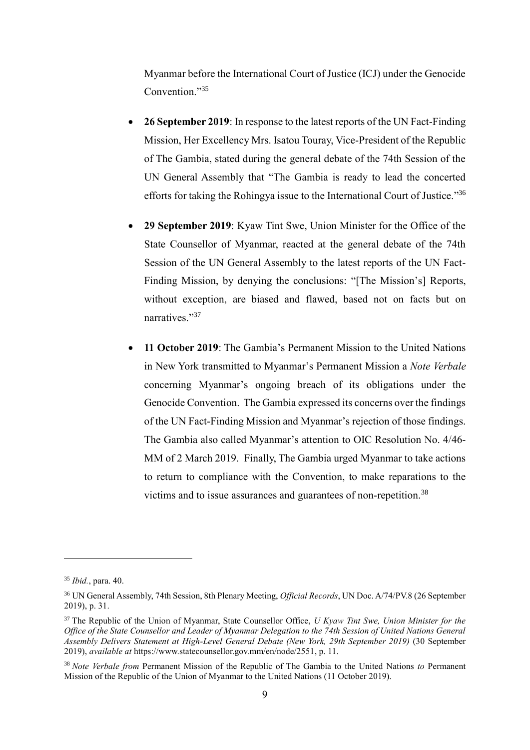Myanmar before the International Court of Justice (ICJ) under the Genocide Convention."[35]

- **26 September 2019**: In response to the latest reports of the UN Fact-Finding Mission, Her Excellency Mrs. Isatou Touray, Vice-President of the Republic of The Gambia, stated during the general debate of the 74th Session of the UN General Assembly that "The Gambia is ready to lead the concerted efforts for taking the Rohingya issue to the International Court of Justice."[36]

- **29 September 2019**: Kyaw Tint Swe, Union Minister for the Office of the State Counsellor of Myanmar, reacted at the general debate of the 74th Session of the UN General Assembly to the latest reports of the UN Fact-Finding Mission, by denying the conclusions: "[The Mission's] Reports, without exception, are biased and flawed, based not on facts but on narratives."[37]

- **11 October 2019**: The Gambia's Permanent Mission to the United Nations in New York transmitted to Myanmar's Permanent Mission a *Note Verbale* concerning Myanmar's ongoing breach of its obligations under the Genocide Convention. The Gambia expressed its concerns over the findings of the UN Fact-Finding Mission and Myanmar's rejection of those findings. The Gambia also called Myanmar's attention to OIC Resolution No. 4/46-MM of 2 March 2019. Finally, The Gambia urged Myanmar to take actions to return to compliance with the Convention, to make reparations to the victims and to issue assurances and guarantees of non-repetition.[38]

---

[35] *Ibid.*, para. 40.

[36] UN General Assembly, 74th Session, 8th Plenary Meeting, *Official Records*, UN Doc. A/74/PV.8 (26 September 2019), p. 31.

[37] The Republic of the Union of Myanmar, State Counsellor Office, *U Kyaw Tint Swe, Union Minister for the Office of the State Counsellor and Leader of Myanmar Delegation to the 74th Session of United Nations General Assembly Delivers Statement at High-Level General Debate (New York, 29th September 2019)* (30 September 2019), *available at* https://www.statecounsellor.gov.mm/en/node/2551, p. 11.

[38] *Note Verbale from* Permanent Mission of the Republic of The Gambia to the United Nations *to* Permanent Mission of the Republic of the Union of Myanmar to the United Nations (11 October 2019).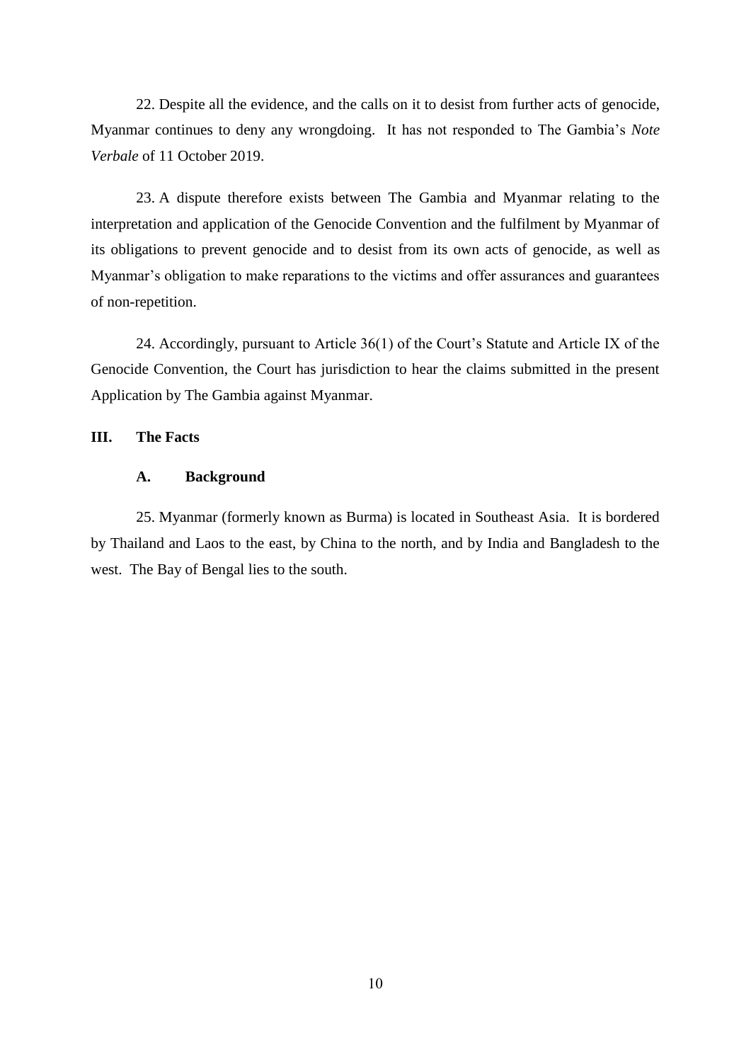22. Despite all the evidence, and the calls on it to desist from further acts of genocide, Myanmar continues to deny any wrongdoing. It has not responded to The Gambia's *Note Verbale* of 11 October 2019.

23. A dispute therefore exists between The Gambia and Myanmar relating to the interpretation and application of the Genocide Convention and the fulfilment by Myanmar of its obligations to prevent genocide and to desist from its own acts of genocide, as well as Myanmar's obligation to make reparations to the victims and offer assurances and guarantees of non-repetition.

24. Accordingly, pursuant to Article 36(1) of the Court's Statute and Article IX of the Genocide Convention, the Court has jurisdiction to hear the claims submitted in the present Application by The Gambia against Myanmar.

## III. The Facts

### A. Background

25. Myanmar (formerly known as Burma) is located in Southeast Asia. It is bordered by Thailand and Laos to the east, by China to the north, and by India and Bangladesh to the west. The Bay of Bengal lies to the south.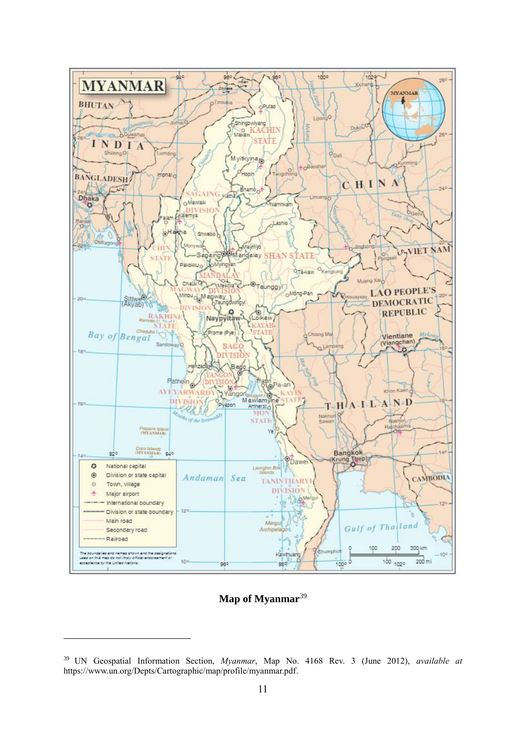**Map of Myanmar**[39]

[39] UN Geospatial Information Section, *Myanmar*, Map No. 4168 Rev. 3 (June 2012), *available at* https://www.un.org/Depts/Cartographic/map/profile/myanmar.pdf.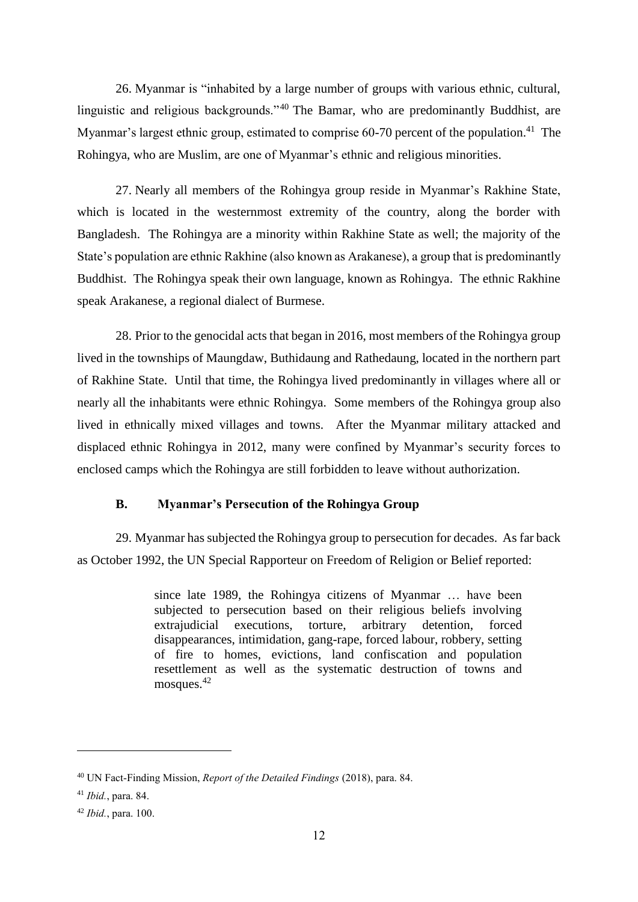26. Myanmar is "inhabited by a large number of groups with various ethnic, cultural, linguistic and religious backgrounds."[40] The Bamar, who are predominantly Buddhist, are Myanmar's largest ethnic group, estimated to comprise 60-70 percent of the population.[41] The Rohingya, who are Muslim, are one of Myanmar's ethnic and religious minorities.

27. Nearly all members of the Rohingya group reside in Myanmar's Rakhine State, which is located in the westernmost extremity of the country, along the border with Bangladesh. The Rohingya are a minority within Rakhine State as well; the majority of the State's population are ethnic Rakhine (also known as Arakanese), a group that is predominantly Buddhist. The Rohingya speak their own language, known as Rohingya. The ethnic Rakhine speak Arakanese, a regional dialect of Burmese.

28. Prior to the genocidal acts that began in 2016, most members of the Rohingya group lived in the townships of Maungdaw, Buthidaung and Rathedaung, located in the northern part of Rakhine State. Until that time, the Rohingya lived predominantly in villages where all or nearly all the inhabitants were ethnic Rohingya. Some members of the Rohingya group also lived in ethnically mixed villages and towns. After the Myanmar military attacked and displaced ethnic Rohingya in 2012, many were confined by Myanmar's security forces to enclosed camps which the Rohingya are still forbidden to leave without authorization.

### B. Myanmar's Persecution of the Rohingya Group

29. Myanmar has subjected the Rohingya group to persecution for decades. As far back as October 1992, the UN Special Rapporteur on Freedom of Religion or Belief reported:

> since late 1989, the Rohingya citizens of Myanmar … have been subjected to persecution based on their religious beliefs involving extrajudicial executions, torture, arbitrary detention, forced disappearances, intimidation, gang-rape, forced labour, robbery, setting of fire to homes, evictions, land confiscation and population resettlement as well as the systematic destruction of towns and mosques.[42]

---

[40] UN Fact-Finding Mission, *Report of the Detailed Findings* (2018), para. 84.

[41] *Ibid.*, para. 84.

[42] *Ibid.*, para. 100.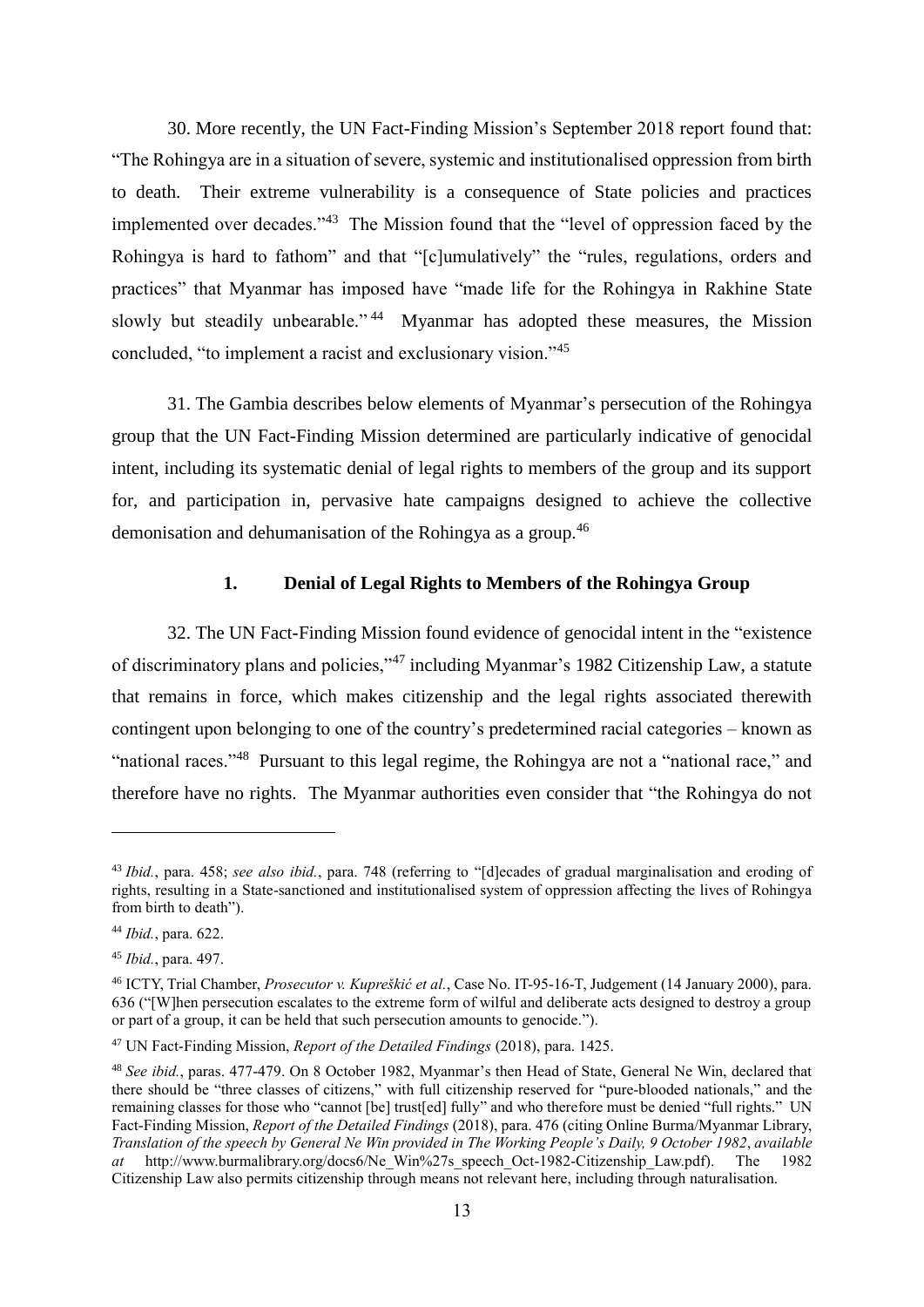30. More recently, the UN Fact-Finding Mission's September 2018 report found that: "The Rohingya are in a situation of severe, systemic and institutionalised oppression from birth to death. Their extreme vulnerability is a consequence of State policies and practices implemented over decades."[43] The Mission found that the "level of oppression faced by the Rohingya is hard to fathom" and that "[c]umulatively" the "rules, regulations, orders and practices" that Myanmar has imposed have "made life for the Rohingya in Rakhine State slowly but steadily unbearable."[44] Myanmar has adopted these measures, the Mission concluded, "to implement a racist and exclusionary vision."[45]

31. The Gambia describes below elements of Myanmar's persecution of the Rohingya group that the UN Fact-Finding Mission determined are particularly indicative of genocidal intent, including its systematic denial of legal rights to members of the group and its support for, and participation in, pervasive hate campaigns designed to achieve the collective demonisation and dehumanisation of the Rohingya as a group.[46]

### 1. Denial of Legal Rights to Members of the Rohingya Group

32. The UN Fact-Finding Mission found evidence of genocidal intent in the "existence of discriminatory plans and policies,"[47] including Myanmar's 1982 Citizenship Law, a statute that remains in force, which makes citizenship and the legal rights associated therewith contingent upon belonging to one of the country's predetermined racial categories – known as "national races."[48] Pursuant to this legal regime, the Rohingya are not a "national race," and therefore have no rights. The Myanmar authorities even consider that "the Rohingya do not

---

[43] *Ibid.*, para. 458; *see also ibid.*, para. 748 (referring to "[d]ecades of gradual marginalisation and eroding of rights, resulting in a State-sanctioned and institutionalised system of oppression affecting the lives of Rohingya from birth to death").

[44] *Ibid.*, para. 622.

[45] *Ibid.*, para. 497.

[46] ICTY, Trial Chamber, *Prosecutor v. Kupreškić et al.*, Case No. IT-95-16-T, Judgement (14 January 2000), para. 636 ("[W]hen persecution escalates to the extreme form of wilful and deliberate acts designed to destroy a group or part of a group, it can be held that such persecution amounts to genocide.").

[47] UN Fact-Finding Mission, *Report of the Detailed Findings* (2018), para. 1425.

[48] *See ibid.*, paras. 477-479. On 8 October 1982, Myanmar's then Head of State, General Ne Win, declared that there should be "three classes of citizens," with full citizenship reserved for "pure-blooded nationals," and the remaining classes for those who "cannot [be] trust[ed] fully" and who therefore must be denied "full rights." UN Fact-Finding Mission, *Report of the Detailed Findings* (2018), para. 476 (citing Online Burma/Myanmar Library, *Translation of the speech by General Ne Win provided in The Working People's Daily, 9 October 1982*, *available at* http://www.burmalibrary.org/docs6/Ne_Win%27s_speech_Oct-1982-Citizenship_Law.pdf). The 1982 Citizenship Law also permits citizenship through means not relevant here, including through naturalisation.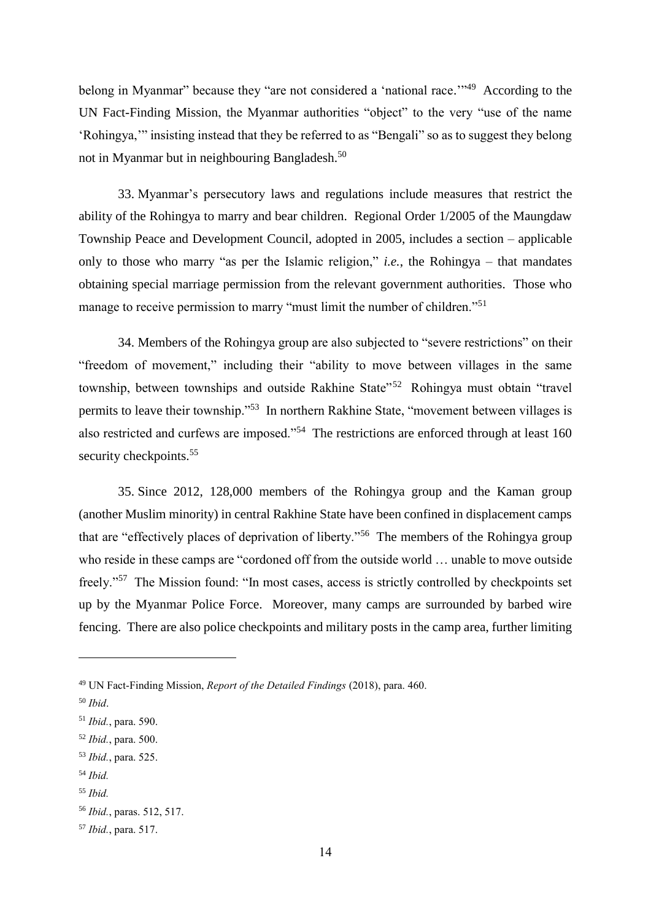belong in Myanmar" because they "are not considered a 'national race.'"[49] According to the UN Fact-Finding Mission, the Myanmar authorities "object" to the very "use of the name 'Rohingya,'" insisting instead that they be referred to as "Bengali" so as to suggest they belong not in Myanmar but in neighbouring Bangladesh.[50]

33. Myanmar's persecutory laws and regulations include measures that restrict the ability of the Rohingya to marry and bear children. Regional Order 1/2005 of the Maungdaw Township Peace and Development Council, adopted in 2005, includes a section – applicable only to those who marry "as per the Islamic religion," *i.e.*, the Rohingya – that mandates obtaining special marriage permission from the relevant government authorities. Those who manage to receive permission to marry "must limit the number of children."[51]

34. Members of the Rohingya group are also subjected to "severe restrictions" on their "freedom of movement," including their "ability to move between villages in the same township, between townships and outside Rakhine State"[52] Rohingya must obtain "travel permits to leave their township."[53] In northern Rakhine State, "movement between villages is also restricted and curfews are imposed."[54] The restrictions are enforced through at least 160 security checkpoints.[55]

35. Since 2012, 128,000 members of the Rohingya group and the Kaman group (another Muslim minority) in central Rakhine State have been confined in displacement camps that are "effectively places of deprivation of liberty."[56] The members of the Rohingya group who reside in these camps are "cordoned off from the outside world … unable to move outside freely."[57] The Mission found: "In most cases, access is strictly controlled by checkpoints set up by the Myanmar Police Force. Moreover, many camps are surrounded by barbed wire fencing. There are also police checkpoints and military posts in the camp area, further limiting

---

[49] UN Fact-Finding Mission, *Report of the Detailed Findings* (2018), para. 460.

[50] *Ibid*.

[51] *Ibid.*, para. 590.

[52] *Ibid.*, para. 500.

[53] *Ibid.*, para. 525.

[54] *Ibid.*

[55] *Ibid.*

[56] *Ibid.*, paras. 512, 517.

[57] *Ibid.*, para. 517.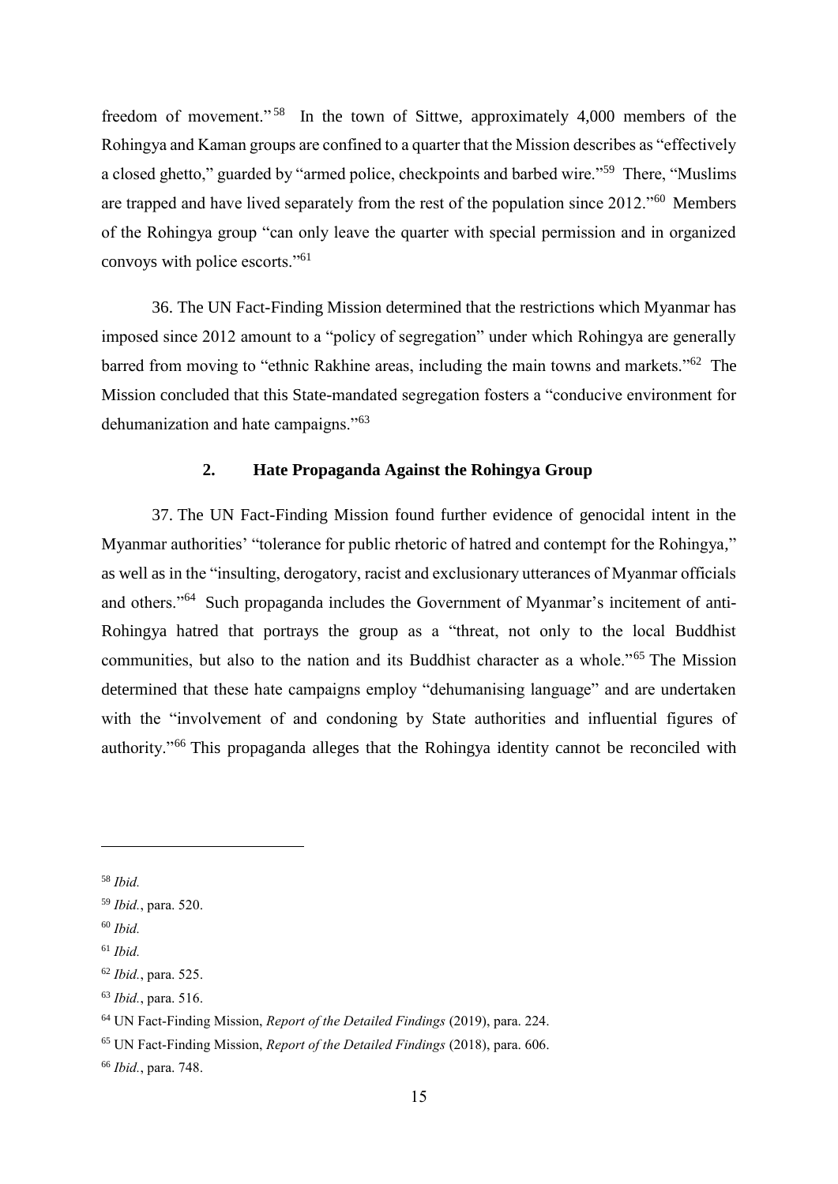freedom of movement."[58] In the town of Sittwe, approximately 4,000 members of the Rohingya and Kaman groups are confined to a quarter that the Mission describes as "effectively a closed ghetto," guarded by "armed police, checkpoints and barbed wire."[59] There, "Muslims are trapped and have lived separately from the rest of the population since 2012."[60] Members of the Rohingya group "can only leave the quarter with special permission and in organized convoys with police escorts."[61]

36. The UN Fact-Finding Mission determined that the restrictions which Myanmar has imposed since 2012 amount to a "policy of segregation" under which Rohingya are generally barred from moving to "ethnic Rakhine areas, including the main towns and markets."[62] The Mission concluded that this State-mandated segregation fosters a "conducive environment for dehumanization and hate campaigns."[63]

### 2. Hate Propaganda Against the Rohingya Group

37. The UN Fact-Finding Mission found further evidence of genocidal intent in the Myanmar authorities' "tolerance for public rhetoric of hatred and contempt for the Rohingya," as well as in the "insulting, derogatory, racist and exclusionary utterances of Myanmar officials and others."[64] Such propaganda includes the Government of Myanmar's incitement of anti-Rohingya hatred that portrays the group as a "threat, not only to the local Buddhist communities, but also to the nation and its Buddhist character as a whole."[65] The Mission determined that these hate campaigns employ "dehumanising language" and are undertaken with the "involvement of and condoning by State authorities and influential figures of authority."[66] This propaganda alleges that the Rohingya identity cannot be reconciled with

---

[58] *Ibid.*

[59] *Ibid.*, para. 520.

[60] *Ibid.*

[61] *Ibid.*

[62] *Ibid.*, para. 525.

[63] *Ibid.*, para. 516.

[64] UN Fact-Finding Mission, *Report of the Detailed Findings* (2019), para. 224.

[65] UN Fact-Finding Mission, *Report of the Detailed Findings* (2018), para. 606.

[66] *Ibid.*, para. 748.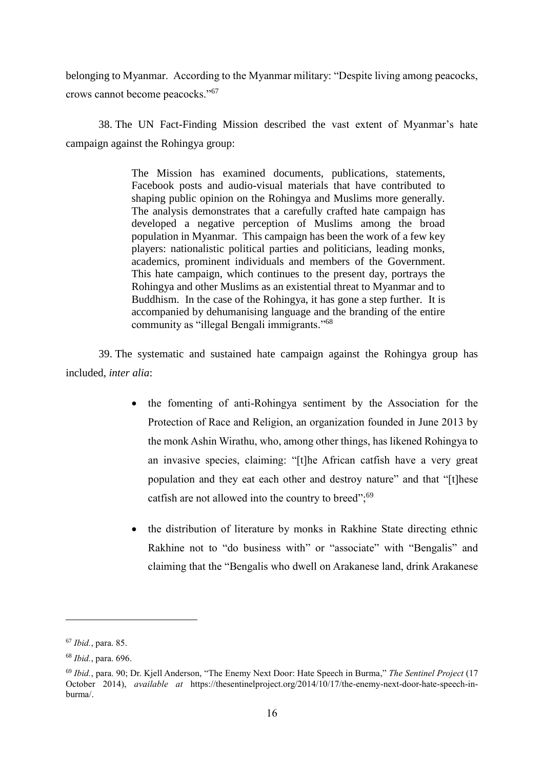belonging to Myanmar. According to the Myanmar military: "Despite living among peacocks, crows cannot become peacocks."[67]

38. The UN Fact-Finding Mission described the vast extent of Myanmar's hate campaign against the Rohingya group:

> The Mission has examined documents, publications, statements, Facebook posts and audio-visual materials that have contributed to shaping public opinion on the Rohingya and Muslims more generally. The analysis demonstrates that a carefully crafted hate campaign has developed a negative perception of Muslims among the broad population in Myanmar. This campaign has been the work of a few key players: nationalistic political parties and politicians, leading monks, academics, prominent individuals and members of the Government. This hate campaign, which continues to the present day, portrays the Rohingya and other Muslims as an existential threat to Myanmar and to Buddhism. In the case of the Rohingya, it has gone a step further. It is accompanied by dehumanising language and the branding of the entire community as "illegal Bengali immigrants."[68]

39. The systematic and sustained hate campaign against the Rohingya group has included, *inter alia*:

- the fomenting of anti-Rohingya sentiment by the Association for the Protection of Race and Religion, an organization founded in June 2013 by the monk Ashin Wirathu, who, among other things, has likened Rohingya to an invasive species, claiming: "[t]he African catfish have a very great population and they eat each other and destroy nature" and that "[t]hese catfish are not allowed into the country to breed";[69]

- the distribution of literature by monks in Rakhine State directing ethnic Rakhine not to "do business with" or "associate" with "Bengalis" and claiming that the "Bengalis who dwell on Arakanese land, drink Arakanese

---

[67] *Ibid.*, para. 85.

[68] *Ibid.*, para. 696.

[69] *Ibid.*, para. 90; Dr. Kjell Anderson, "The Enemy Next Door: Hate Speech in Burma," *The Sentinel Project* (17 October 2014), *available at* https://thesentinelproject.org/2014/10/17/the-enemy-next-door-hate-speech-in-burma/.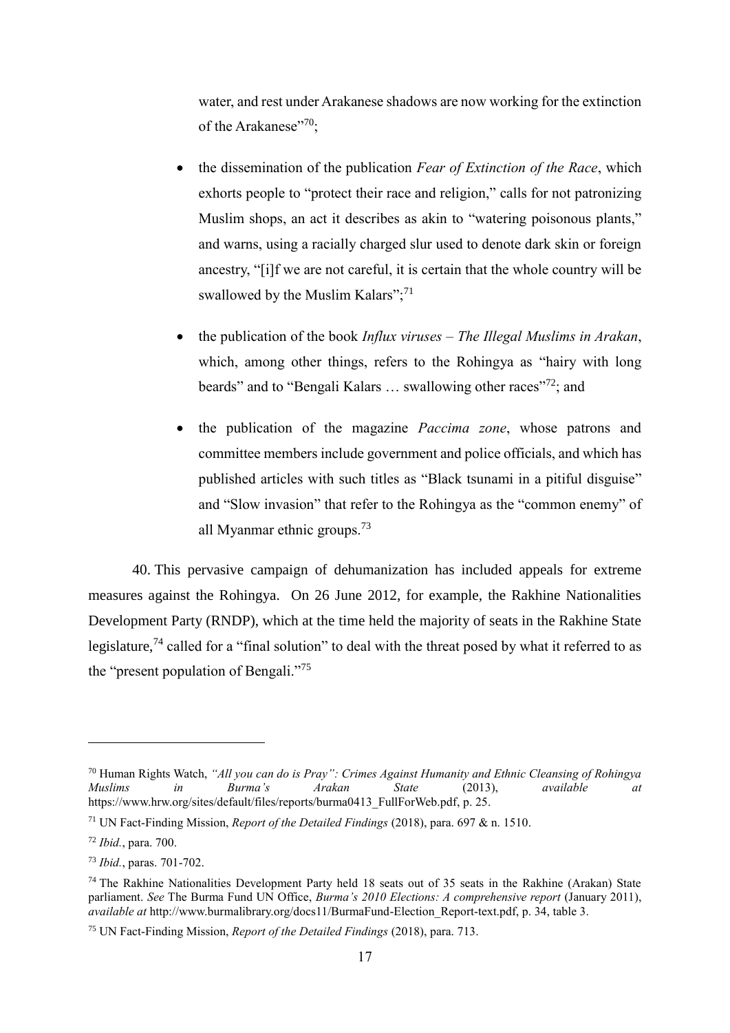water, and rest under Arakanese shadows are now working for the extinction of the Arakanese"[70];

- the dissemination of the publication *Fear of Extinction of the Race*, which exhorts people to "protect their race and religion," calls for not patronizing Muslim shops, an act it describes as akin to "watering poisonous plants," and warns, using a racially charged slur used to denote dark skin or foreign ancestry, "[i]f we are not careful, it is certain that the whole country will be swallowed by the Muslim Kalars";[71]

- the publication of the book *Influx viruses – The Illegal Muslims in Arakan*, which, among other things, refers to the Rohingya as "hairy with long beards" and to "Bengali Kalars … swallowing other races"[72]; and

- the publication of the magazine *Paccima zone*, whose patrons and committee members include government and police officials, and which has published articles with such titles as "Black tsunami in a pitiful disguise" and "Slow invasion" that refer to the Rohingya as the "common enemy" of all Myanmar ethnic groups.[73]

40. This pervasive campaign of dehumanization has included appeals for extreme measures against the Rohingya. On 26 June 2012, for example, the Rakhine Nationalities Development Party (RNDP), which at the time held the majority of seats in the Rakhine State legislature,[74] called for a "final solution" to deal with the threat posed by what it referred to as the "present population of Bengali."[75]

---

[70] Human Rights Watch, *"All you can do is Pray": Crimes Against Humanity and Ethnic Cleansing of Rohingya Muslims in Burma's Arakan State* (2013), *available at* https://www.hrw.org/sites/default/files/reports/burma0413_FullForWeb.pdf, p. 25.

[71] UN Fact-Finding Mission, *Report of the Detailed Findings* (2018), para. 697 & n. 1510.

[72] *Ibid.*, para. 700.

[73] *Ibid.*, paras. 701-702.

[74] The Rakhine Nationalities Development Party held 18 seats out of 35 seats in the Rakhine (Arakan) State parliament. *See* The Burma Fund UN Office, *Burma's 2010 Elections: A comprehensive report* (January 2011), *available at* http://www.burmalibrary.org/docs11/BurmaFund-Election_Report-text.pdf, p. 34, table 3.

[75] UN Fact-Finding Mission, *Report of the Detailed Findings* (2018), para. 713.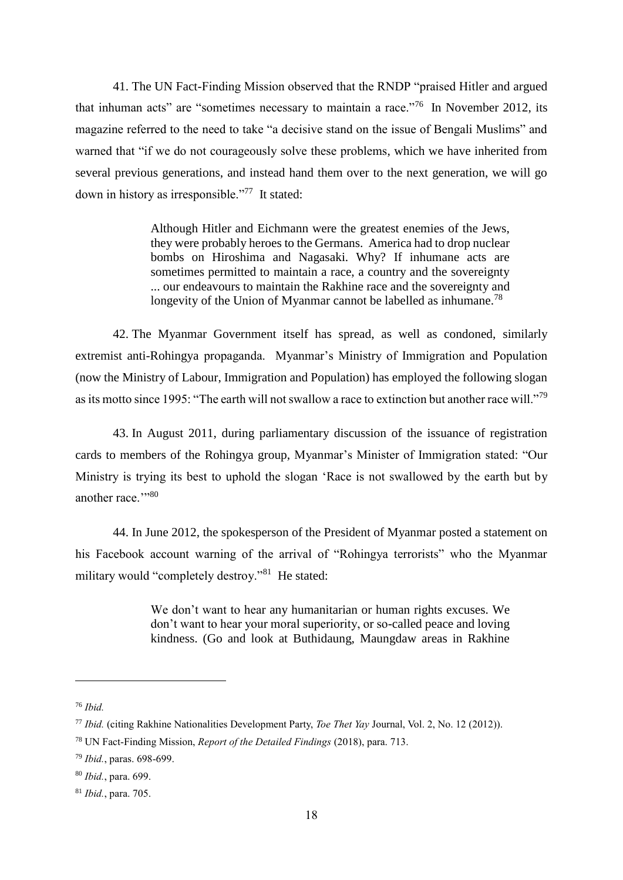41. The UN Fact-Finding Mission observed that the RNDP "praised Hitler and argued that inhuman acts" are "sometimes necessary to maintain a race."[76] In November 2012, its magazine referred to the need to take "a decisive stand on the issue of Bengali Muslims" and warned that "if we do not courageously solve these problems, which we have inherited from several previous generations, and instead hand them over to the next generation, we will go down in history as irresponsible."[77] It stated:

> Although Hitler and Eichmann were the greatest enemies of the Jews, they were probably heroes to the Germans. America had to drop nuclear bombs on Hiroshima and Nagasaki. Why? If inhumane acts are sometimes permitted to maintain a race, a country and the sovereignty ... our endeavours to maintain the Rakhine race and the sovereignty and longevity of the Union of Myanmar cannot be labelled as inhumane.[78]

42. The Myanmar Government itself has spread, as well as condoned, similarly extremist anti-Rohingya propaganda. Myanmar's Ministry of Immigration and Population (now the Ministry of Labour, Immigration and Population) has employed the following slogan as its motto since 1995: "The earth will not swallow a race to extinction but another race will."[79]

43. In August 2011, during parliamentary discussion of the issuance of registration cards to members of the Rohingya group, Myanmar's Minister of Immigration stated: "Our Ministry is trying its best to uphold the slogan 'Race is not swallowed by the earth but by another race.'"[80]

44. In June 2012, the spokesperson of the President of Myanmar posted a statement on his Facebook account warning of the arrival of "Rohingya terrorists" who the Myanmar military would "completely destroy."[81] He stated:

> We don't want to hear any humanitarian or human rights excuses. We don't want to hear your moral superiority, or so-called peace and loving kindness. (Go and look at Buthidaung, Maungdaw areas in Rakhine

---

[76] *Ibid.*

[77] *Ibid.* (citing Rakhine Nationalities Development Party, *Toe Thet Yay* Journal, Vol. 2, No. 12 (2012)).

[78] UN Fact-Finding Mission, *Report of the Detailed Findings* (2018), para. 713.

[79] *Ibid.*, paras. 698-699.

[80] *Ibid.*, para. 699.

[81] *Ibid.*, para. 705.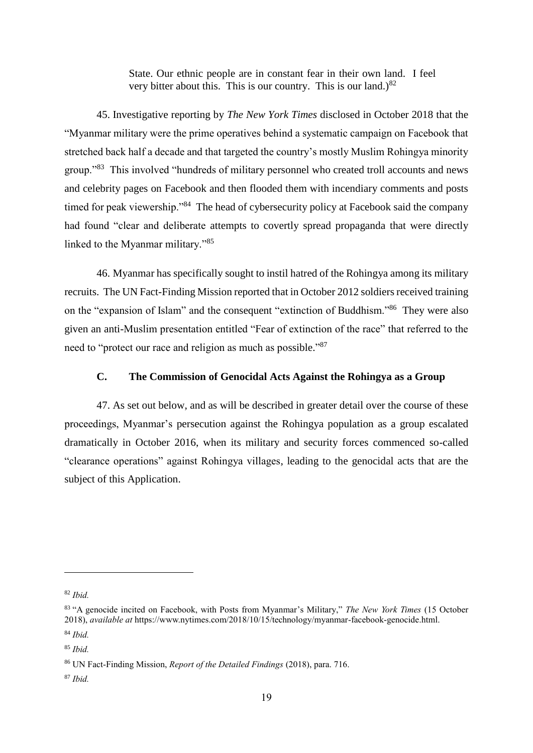> State. Our ethnic people are in constant fear in their own land. I feel very bitter about this. This is our country. This is our land.)[82]

45. Investigative reporting by *The New York Times* disclosed in October 2018 that the "Myanmar military were the prime operatives behind a systematic campaign on Facebook that stretched back half a decade and that targeted the country's mostly Muslim Rohingya minority group."[83] This involved "hundreds of military personnel who created troll accounts and news and celebrity pages on Facebook and then flooded them with incendiary comments and posts timed for peak viewership."[84] The head of cybersecurity policy at Facebook said the company had found "clear and deliberate attempts to covertly spread propaganda that were directly linked to the Myanmar military."[85]

46. Myanmar has specifically sought to instil hatred of the Rohingya among its military recruits. The UN Fact-Finding Mission reported that in October 2012 soldiers received training on the "expansion of Islam" and the consequent "extinction of Buddhism."[86] They were also given an anti-Muslim presentation entitled "Fear of extinction of the race" that referred to the need to "protect our race and religion as much as possible."[87]

### C. The Commission of Genocidal Acts Against the Rohingya as a Group

47. As set out below, and as will be described in greater detail over the course of these proceedings, Myanmar's persecution against the Rohingya population as a group escalated dramatically in October 2016, when its military and security forces commenced so-called "clearance operations" against Rohingya villages, leading to the genocidal acts that are the subject of this Application.

---

[82] *Ibid.*

[83] "A genocide incited on Facebook, with Posts from Myanmar's Military," *The New York Times* (15 October 2018), *available at* https://www.nytimes.com/2018/10/15/technology/myanmar-facebook-genocide.html.

[84] *Ibid.*

[85] *Ibid.*

[86] UN Fact-Finding Mission, *Report of the Detailed Findings* (2018), para. 716.

[87] *Ibid.*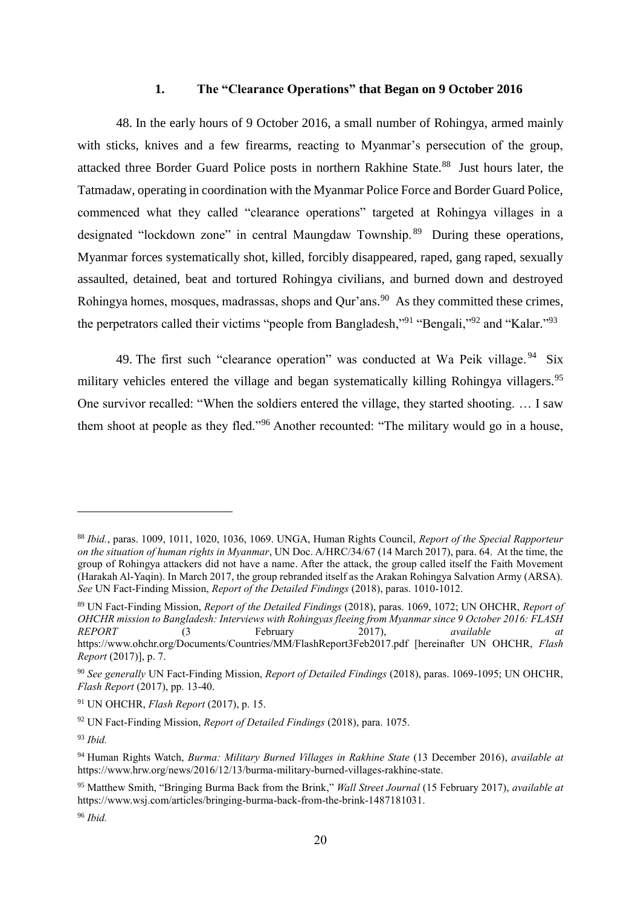### 1. The "Clearance Operations" that Began on 9 October 2016

48. In the early hours of 9 October 2016, a small number of Rohingya, armed mainly with sticks, knives and a few firearms, reacting to Myanmar's persecution of the group, attacked three Border Guard Police posts in northern Rakhine State.[88] Just hours later, the Tatmadaw, operating in coordination with the Myanmar Police Force and Border Guard Police, commenced what they called "clearance operations" targeted at Rohingya villages in a designated "lockdown zone" in central Maungdaw Township.[89] During these operations, Myanmar forces systematically shot, killed, forcibly disappeared, raped, gang raped, sexually assaulted, detained, beat and tortured Rohingya civilians, and burned down and destroyed Rohingya homes, mosques, madrassas, shops and Qur'ans.[90] As they committed these crimes, the perpetrators called their victims "people from Bangladesh,"[91] "Bengali,"[92] and "Kalar."[93]

49. The first such "clearance operation" was conducted at Wa Peik village.[94] Six military vehicles entered the village and began systematically killing Rohingya villagers.[95] One survivor recalled: "When the soldiers entered the village, they started shooting. … I saw them shoot at people as they fled."[96] Another recounted: "The military would go in a house,

---

[88] *Ibid.*, paras. 1009, 1011, 1020, 1036, 1069. UNGA, Human Rights Council, *Report of the Special Rapporteur on the situation of human rights in Myanmar*, UN Doc. A/HRC/34/67 (14 March 2017), para. 64. At the time, the group of Rohingya attackers did not have a name. After the attack, the group called itself the Faith Movement (Harakah Al-Yaqin). In March 2017, the group rebranded itself as the Arakan Rohingya Salvation Army (ARSA). *See* UN Fact-Finding Mission, *Report of the Detailed Findings* (2018), paras. 1010-1012.

[89] UN Fact-Finding Mission, *Report of the Detailed Findings* (2018), paras. 1069, 1072; UN OHCHR, *Report of OHCHR mission to Bangladesh: Interviews with Rohingyas fleeing from Myanmar since 9 October 2016: FLASH REPORT* (3 February 2017), *available at* https://www.ohchr.org/Documents/Countries/MM/FlashReport3Feb2017.pdf [hereinafter UN OHCHR, *Flash Report* (2017)], p. 7.

[90] *See generally* UN Fact-Finding Mission, *Report of Detailed Findings* (2018), paras. 1069-1095; UN OHCHR, *Flash Report* (2017), pp. 13-40.

[91] UN OHCHR, *Flash Report* (2017), p. 15.

[92] UN Fact-Finding Mission, *Report of Detailed Findings* (2018), para. 1075.

[93] *Ibid.*

[94] Human Rights Watch, *Burma: Military Burned Villages in Rakhine State* (13 December 2016), *available at* https://www.hrw.org/news/2016/12/13/burma-military-burned-villages-rakhine-state.

[95] Matthew Smith, "Bringing Burma Back from the Brink," *Wall Street Journal* (15 February 2017), *available at* https://www.wsj.com/articles/bringing-burma-back-from-the-brink-1487181031.

[96] *Ibid.*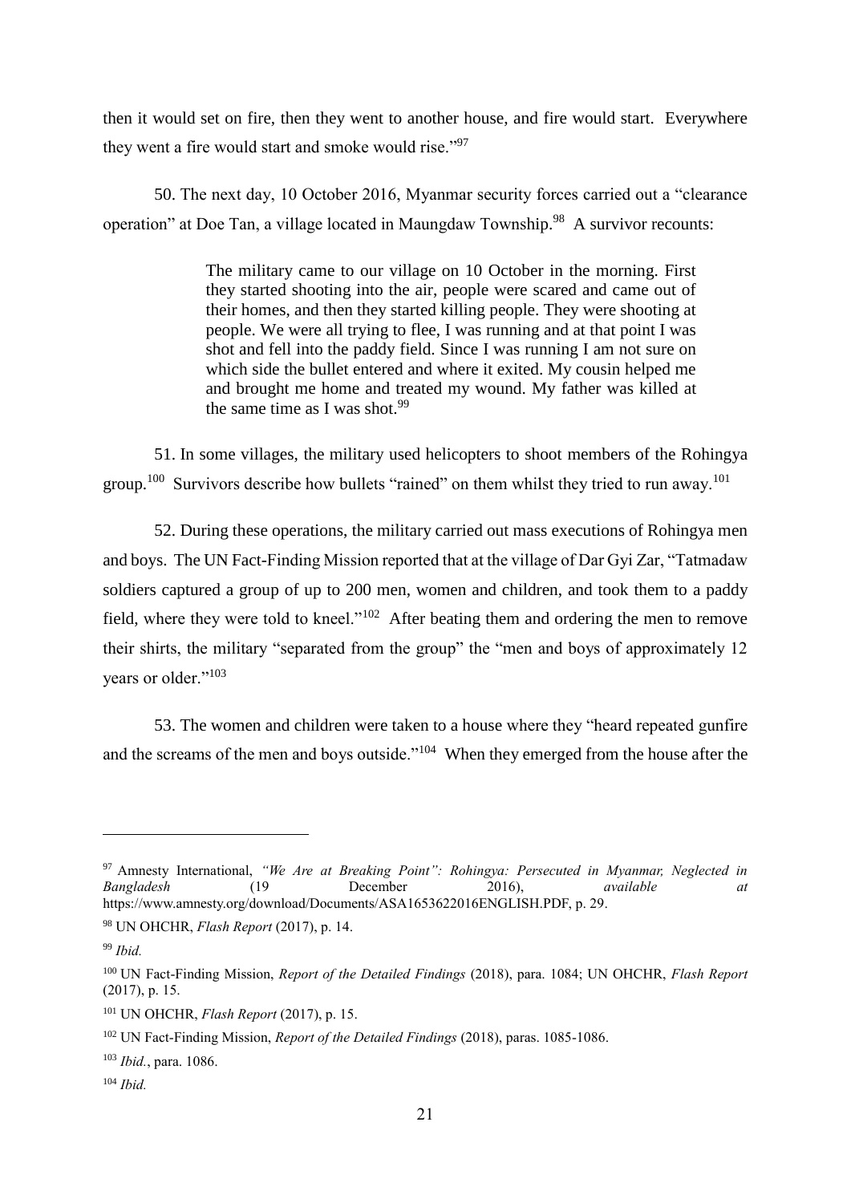then it would set on fire, then they went to another house, and fire would start. Everywhere they went a fire would start and smoke would rise."[97]

50. The next day, 10 October 2016, Myanmar security forces carried out a "clearance operation" at Doe Tan, a village located in Maungdaw Township.[98] A survivor recounts:

> The military came to our village on 10 October in the morning. First they started shooting into the air, people were scared and came out of their homes, and then they started killing people. They were shooting at people. We were all trying to flee, I was running and at that point I was shot and fell into the paddy field. Since I was running I am not sure on which side the bullet entered and where it exited. My cousin helped me and brought me home and treated my wound. My father was killed at the same time as I was shot.[99]

51. In some villages, the military used helicopters to shoot members of the Rohingya group.[100] Survivors describe how bullets "rained" on them whilst they tried to run away.[101]

52. During these operations, the military carried out mass executions of Rohingya men and boys. The UN Fact-Finding Mission reported that at the village of Dar Gyi Zar, "Tatmadaw soldiers captured a group of up to 200 men, women and children, and took them to a paddy field, where they were told to kneel."[102] After beating them and ordering the men to remove their shirts, the military "separated from the group" the "men and boys of approximately 12 years or older."[103]

53. The women and children were taken to a house where they "heard repeated gunfire and the screams of the men and boys outside."[104] When they emerged from the house after the

---

[97] Amnesty International, *"We Are at Breaking Point": Rohingya: Persecuted in Myanmar, Neglected in Bangladesh* (19 December 2016), *available at* https://www.amnesty.org/download/Documents/ASA1653622016ENGLISH.PDF, p. 29.

[98] UN OHCHR, *Flash Report* (2017), p. 14.

[99] *Ibid.*

[100] UN Fact-Finding Mission, *Report of the Detailed Findings* (2018), para. 1084; UN OHCHR, *Flash Report* (2017), p. 15.

[101] UN OHCHR, *Flash Report* (2017), p. 15.

[102] UN Fact-Finding Mission, *Report of the Detailed Findings* (2018), paras. 1085-1086.

[103] *Ibid.*, para. 1086.

[104] *Ibid.*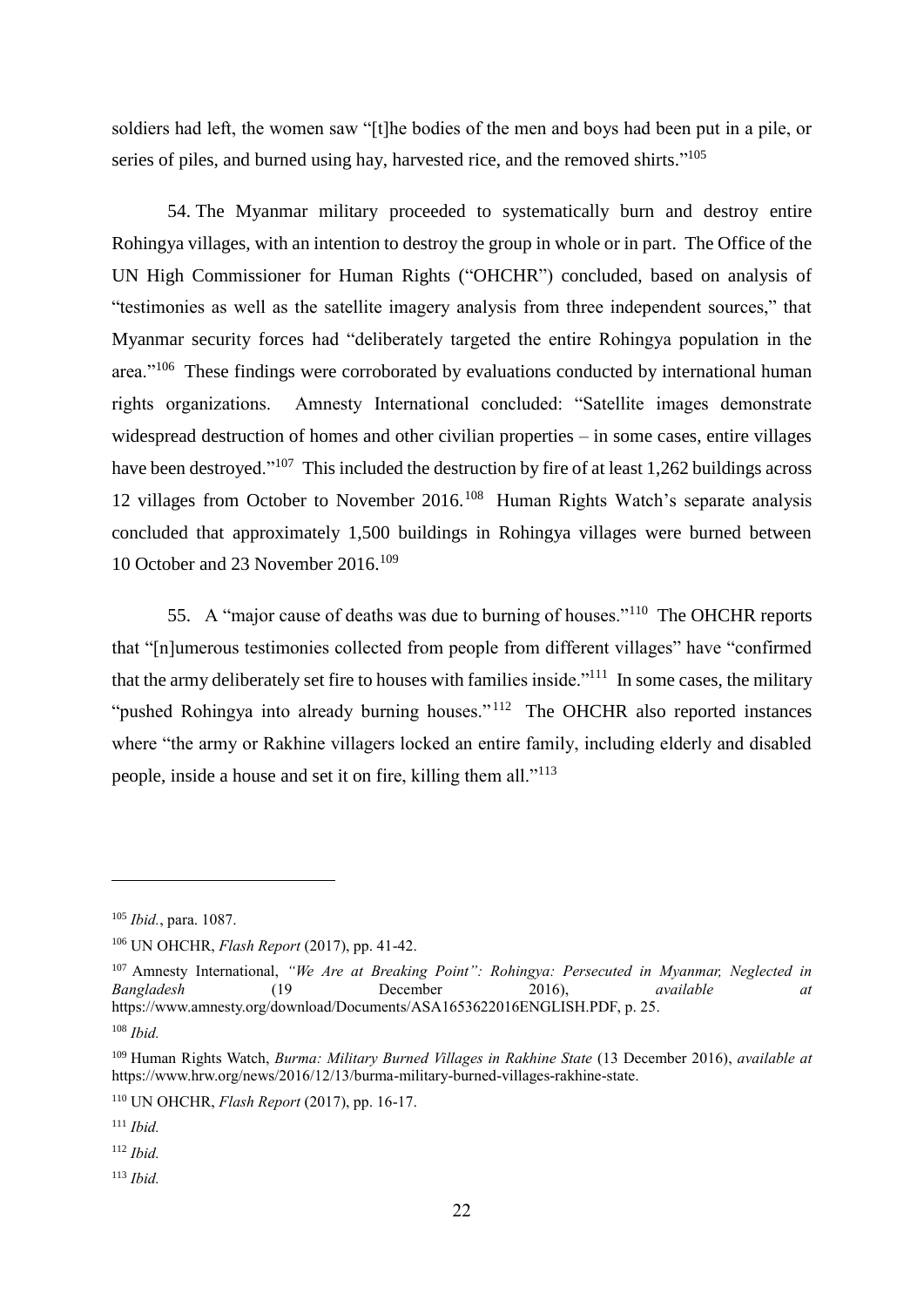soldiers had left, the women saw "[t]he bodies of the men and boys had been put in a pile, or series of piles, and burned using hay, harvested rice, and the removed shirts."[105]

54. The Myanmar military proceeded to systematically burn and destroy entire Rohingya villages, with an intention to destroy the group in whole or in part. The Office of the UN High Commissioner for Human Rights ("OHCHR") concluded, based on analysis of "testimonies as well as the satellite imagery analysis from three independent sources," that Myanmar security forces had "deliberately targeted the entire Rohingya population in the area."[106] These findings were corroborated by evaluations conducted by international human rights organizations. Amnesty International concluded: "Satellite images demonstrate widespread destruction of homes and other civilian properties – in some cases, entire villages have been destroyed."[107] This included the destruction by fire of at least 1,262 buildings across 12 villages from October to November 2016.[108] Human Rights Watch's separate analysis concluded that approximately 1,500 buildings in Rohingya villages were burned between 10 October and 23 November 2016.[109]

55. A "major cause of deaths was due to burning of houses."[110] The OHCHR reports that "[n]umerous testimonies collected from people from different villages" have "confirmed that the army deliberately set fire to houses with families inside."[111] In some cases, the military "pushed Rohingya into already burning houses."[112] The OHCHR also reported instances where "the army or Rakhine villagers locked an entire family, including elderly and disabled people, inside a house and set it on fire, killing them all."[113]

---

[105] *Ibid.*, para. 1087.

[106] UN OHCHR, *Flash Report* (2017), pp. 41-42.

[107] Amnesty International, *"We Are at Breaking Point": Rohingya: Persecuted in Myanmar, Neglected in Bangladesh* (19 December 2016), *available at* https://www.amnesty.org/download/Documents/ASA1653622016ENGLISH.PDF, p. 25.

[108] *Ibid.*

[109] Human Rights Watch, *Burma: Military Burned Villages in Rakhine State* (13 December 2016), *available at* https://www.hrw.org/news/2016/12/13/burma-military-burned-villages-rakhine-state.

[110] UN OHCHR, *Flash Report* (2017), pp. 16-17.

[111] *Ibid.*

[112] *Ibid.*

[113] *Ibid.*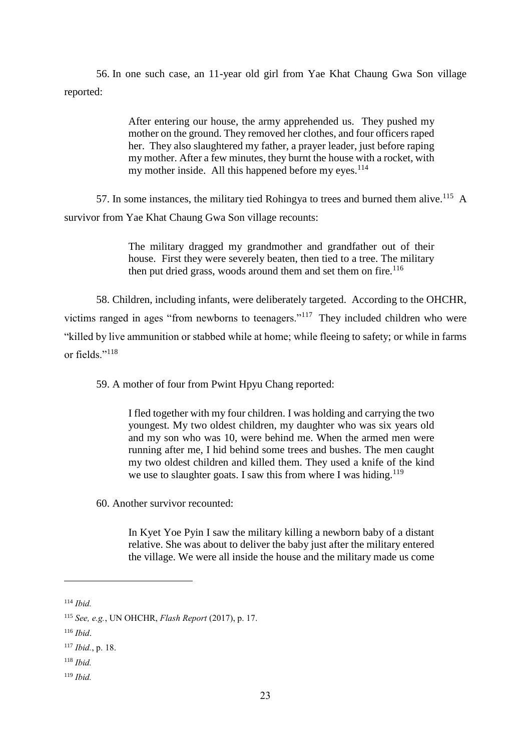56. In one such case, an 11-year old girl from Yae Khat Chaung Gwa Son village reported:

> After entering our house, the army apprehended us. They pushed my mother on the ground. They removed her clothes, and four officers raped her. They also slaughtered my father, a prayer leader, just before raping my mother. After a few minutes, they burnt the house with a rocket, with my mother inside. All this happened before my eyes.[114]

57. In some instances, the military tied Rohingya to trees and burned them alive.[115] A survivor from Yae Khat Chaung Gwa Son village recounts:

> The military dragged my grandmother and grandfather out of their house. First they were severely beaten, then tied to a tree. The military then put dried grass, woods around them and set them on fire.[116]

58. Children, including infants, were deliberately targeted. According to the OHCHR, victims ranged in ages "from newborns to teenagers."[117] They included children who were "killed by live ammunition or stabbed while at home; while fleeing to safety; or while in farms or fields."[118]

59. A mother of four from Pwint Hpyu Chang reported:

> I fled together with my four children. I was holding and carrying the two youngest. My two oldest children, my daughter who was six years old and my son who was 10, were behind me. When the armed men were running after me, I hid behind some trees and bushes. The men caught my two oldest children and killed them. They used a knife of the kind we use to slaughter goats. I saw this from where I was hiding.[119]

60. Another survivor recounted:

> In Kyet Yoe Pyin I saw the military killing a newborn baby of a distant relative. She was about to deliver the baby just after the military entered the village. We were all inside the house and the military made us come

---

[114] *Ibid.*

[115] *See, e.g.*, UN OHCHR, *Flash Report* (2017), p. 17.

[116] *Ibid*.

[117] *Ibid.*, p. 18.

[118] *Ibid.*

[119] *Ibid.*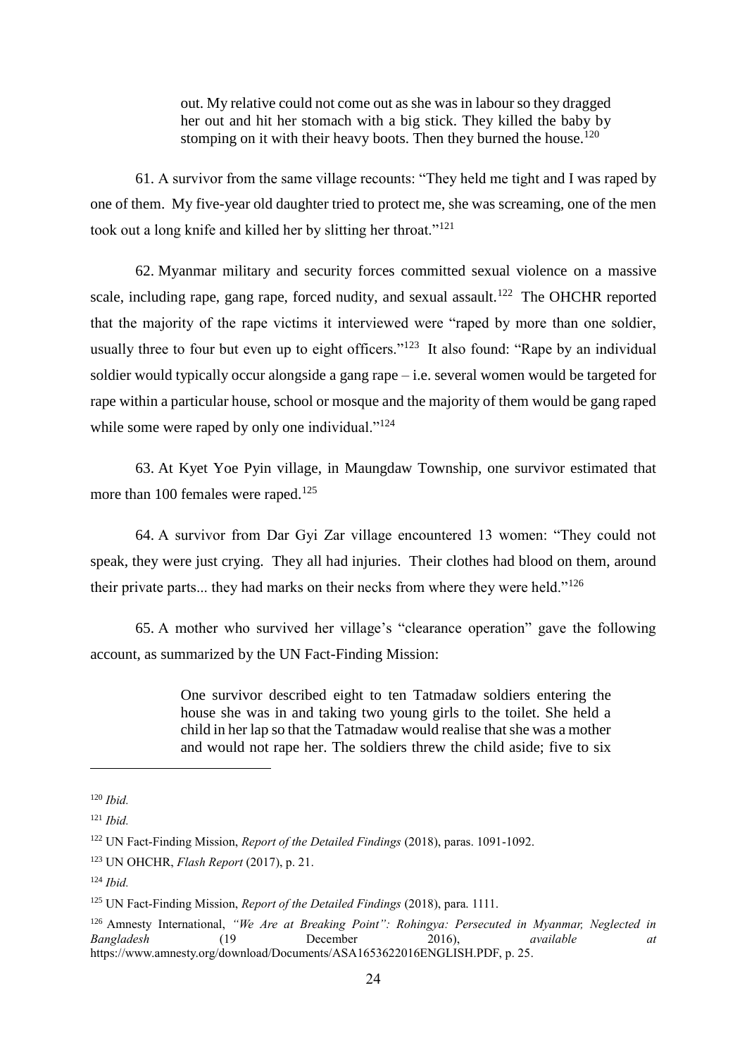> out. My relative could not come out as she was in labour so they dragged her out and hit her stomach with a big stick. They killed the baby by stomping on it with their heavy boots. Then they burned the house.[120]

61. A survivor from the same village recounts: "They held me tight and I was raped by one of them. My five-year old daughter tried to protect me, she was screaming, one of the men took out a long knife and killed her by slitting her throat."[121]

62. Myanmar military and security forces committed sexual violence on a massive scale, including rape, gang rape, forced nudity, and sexual assault.[122] The OHCHR reported that the majority of the rape victims it interviewed were "raped by more than one soldier, usually three to four but even up to eight officers."[123] It also found: "Rape by an individual soldier would typically occur alongside a gang rape – i.e. several women would be targeted for rape within a particular house, school or mosque and the majority of them would be gang raped while some were raped by only one individual."[124]

63. At Kyet Yoe Pyin village, in Maungdaw Township, one survivor estimated that more than 100 females were raped.[125]

64. A survivor from Dar Gyi Zar village encountered 13 women: "They could not speak, they were just crying. They all had injuries. Their clothes had blood on them, around their private parts... they had marks on their necks from where they were held."[126]

65. A mother who survived her village's "clearance operation" gave the following account, as summarized by the UN Fact-Finding Mission:

> One survivor described eight to ten Tatmadaw soldiers entering the house she was in and taking two young girls to the toilet. She held a child in her lap so that the Tatmadaw would realise that she was a mother and would not rape her. The soldiers threw the child aside; five to six

---

[120] *Ibid.*

[121] *Ibid.*

[122] UN Fact-Finding Mission, *Report of the Detailed Findings* (2018), paras. 1091-1092.

[123] UN OHCHR, *Flash Report* (2017), p. 21.

[124] *Ibid.*

[125] UN Fact-Finding Mission, *Report of the Detailed Findings* (2018), para. 1111.

[126] Amnesty International, *"We Are at Breaking Point": Rohingya: Persecuted in Myanmar, Neglected in Bangladesh* (19 December 2016), *available at* https://www.amnesty.org/download/Documents/ASA1653622016ENGLISH.PDF, p. 25.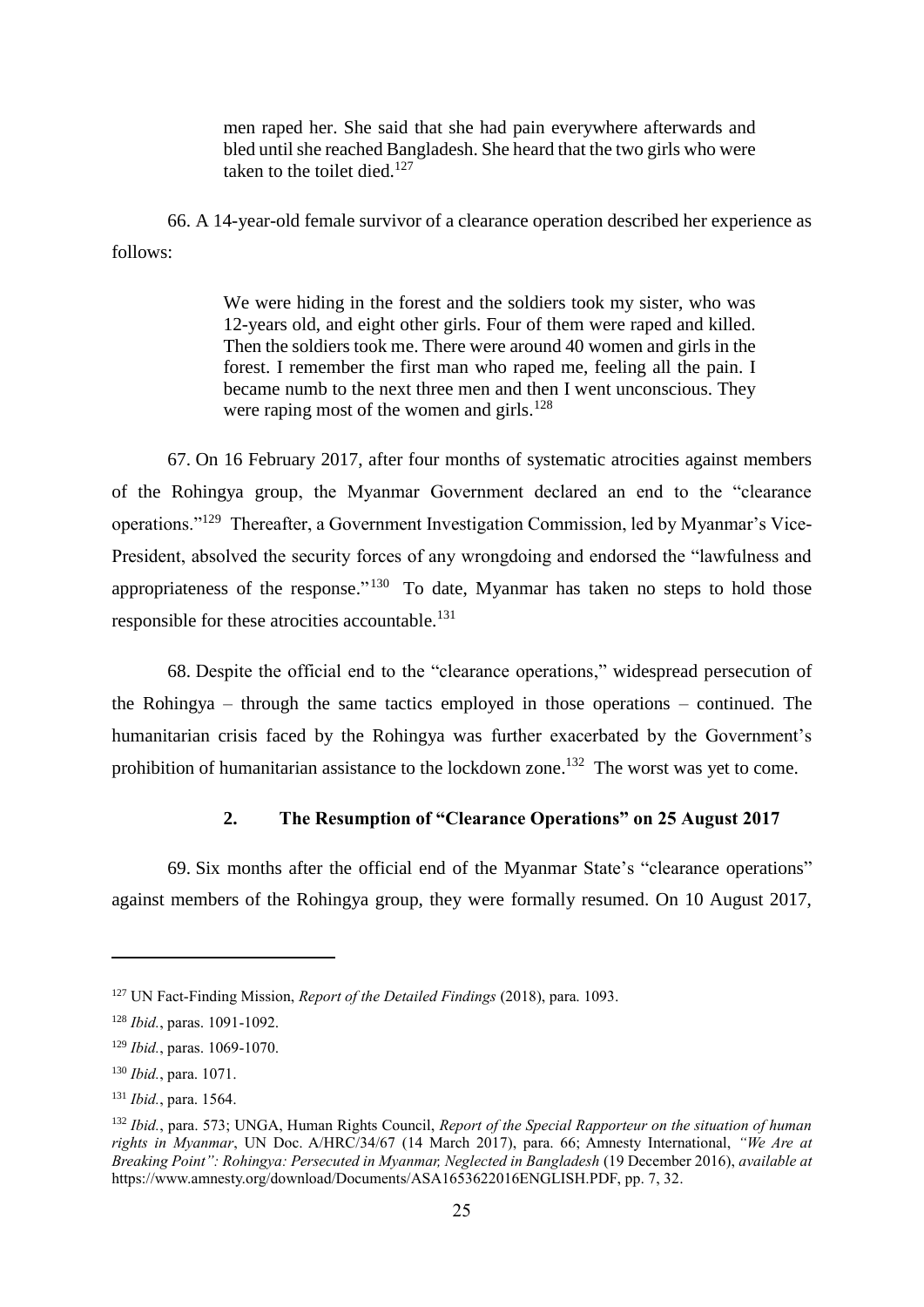> men raped her. She said that she had pain everywhere afterwards and bled until she reached Bangladesh. She heard that the two girls who were taken to the toilet died.[127]

66. A 14-year-old female survivor of a clearance operation described her experience as follows:

> We were hiding in the forest and the soldiers took my sister, who was 12-years old, and eight other girls. Four of them were raped and killed. Then the soldiers took me. There were around 40 women and girls in the forest. I remember the first man who raped me, feeling all the pain. I became numb to the next three men and then I went unconscious. They were raping most of the women and girls.[128]

67. On 16 February 2017, after four months of systematic atrocities against members of the Rohingya group, the Myanmar Government declared an end to the "clearance operations."[129] Thereafter, a Government Investigation Commission, led by Myanmar's Vice-President, absolved the security forces of any wrongdoing and endorsed the "lawfulness and appropriateness of the response."[130] To date, Myanmar has taken no steps to hold those responsible for these atrocities accountable.[131]

68. Despite the official end to the "clearance operations," widespread persecution of the Rohingya – through the same tactics employed in those operations – continued. The humanitarian crisis faced by the Rohingya was further exacerbated by the Government's prohibition of humanitarian assistance to the lockdown zone.[132] The worst was yet to come.

### 2. The Resumption of "Clearance Operations" on 25 August 2017

69. Six months after the official end of the Myanmar State's "clearance operations" against members of the Rohingya group, they were formally resumed. On 10 August 2017,

---

[127] UN Fact-Finding Mission, *Report of the Detailed Findings* (2018), para. 1093.

[128] *Ibid.*, paras. 1091-1092.

[129] *Ibid.*, paras. 1069-1070.

[130] *Ibid.*, para. 1071.

[131] *Ibid.*, para. 1564.

[132] *Ibid.*, para. 573; UNGA, Human Rights Council, *Report of the Special Rapporteur on the situation of human rights in Myanmar*, UN Doc. A/HRC/34/67 (14 March 2017), para. 66; Amnesty International, *"We Are at Breaking Point": Rohingya: Persecuted in Myanmar, Neglected in Bangladesh* (19 December 2016), *available at* https://www.amnesty.org/download/Documents/ASA1653622016ENGLISH.PDF, pp. 7, 32.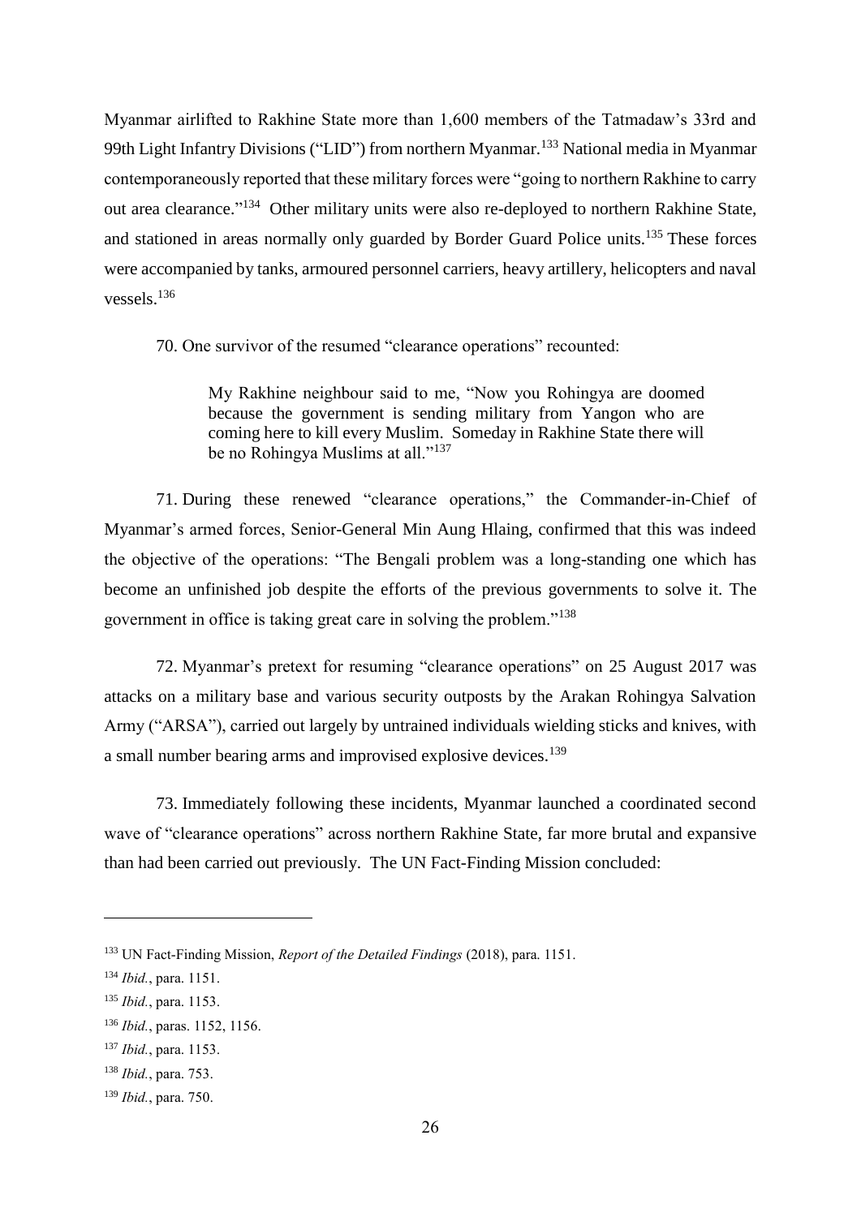Myanmar airlifted to Rakhine State more than 1,600 members of the Tatmadaw's 33rd and 99th Light Infantry Divisions ("LID") from northern Myanmar.[133] National media in Myanmar contemporaneously reported that these military forces were "going to northern Rakhine to carry out area clearance."[134] Other military units were also re-deployed to northern Rakhine State, and stationed in areas normally only guarded by Border Guard Police units.[135] These forces were accompanied by tanks, armoured personnel carriers, heavy artillery, helicopters and naval vessels.[136]

70. One survivor of the resumed "clearance operations" recounted:

> My Rakhine neighbour said to me, "Now you Rohingya are doomed because the government is sending military from Yangon who are coming here to kill every Muslim. Someday in Rakhine State there will be no Rohingya Muslims at all."[137]

71. During these renewed "clearance operations," the Commander-in-Chief of Myanmar's armed forces, Senior-General Min Aung Hlaing, confirmed that this was indeed the objective of the operations: "The Bengali problem was a long-standing one which has become an unfinished job despite the efforts of the previous governments to solve it. The government in office is taking great care in solving the problem."[138]

72. Myanmar's pretext for resuming "clearance operations" on 25 August 2017 was attacks on a military base and various security outposts by the Arakan Rohingya Salvation Army ("ARSA"), carried out largely by untrained individuals wielding sticks and knives, with a small number bearing arms and improvised explosive devices.[139]

73. Immediately following these incidents, Myanmar launched a coordinated second wave of "clearance operations" across northern Rakhine State, far more brutal and expansive than had been carried out previously. The UN Fact-Finding Mission concluded:

---

[133] UN Fact-Finding Mission, *Report of the Detailed Findings* (2018), para. 1151.

[134] *Ibid.*, para. 1151.

[135] *Ibid.*, para. 1153.

[136] *Ibid.*, paras. 1152, 1156.

[137] *Ibid.*, para. 1153.

[138] *Ibid.*, para. 753.

[139] *Ibid.*, para. 750.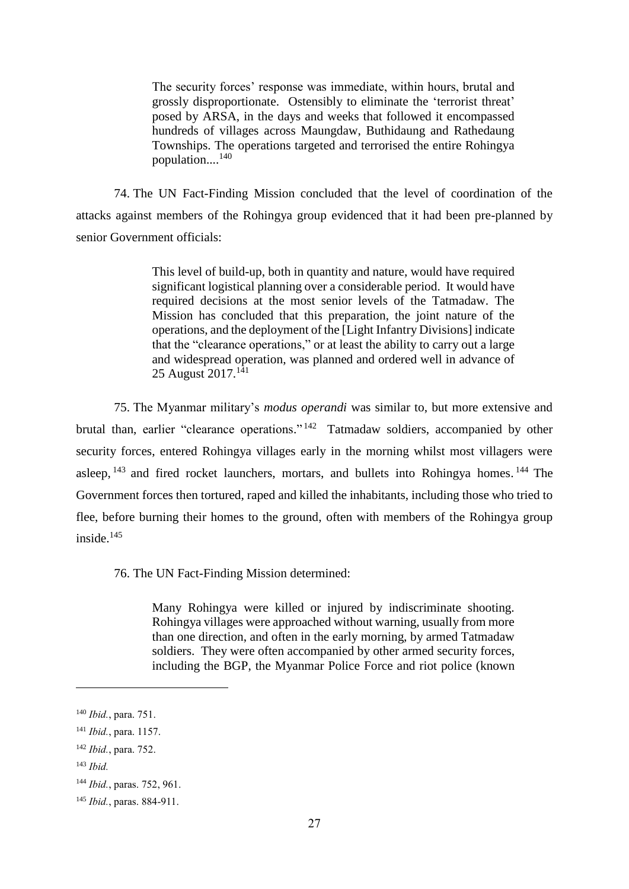> The security forces' response was immediate, within hours, brutal and grossly disproportionate. Ostensibly to eliminate the 'terrorist threat' posed by ARSA, in the days and weeks that followed it encompassed hundreds of villages across Maungdaw, Buthidaung and Rathedaung Townships. The operations targeted and terrorised the entire Rohingya population....[140]

74. The UN Fact-Finding Mission concluded that the level of coordination of the attacks against members of the Rohingya group evidenced that it had been pre-planned by senior Government officials:

> This level of build-up, both in quantity and nature, would have required significant logistical planning over a considerable period. It would have required decisions at the most senior levels of the Tatmadaw. The Mission has concluded that this preparation, the joint nature of the operations, and the deployment of the [Light Infantry Divisions] indicate that the "clearance operations," or at least the ability to carry out a large and widespread operation, was planned and ordered well in advance of 25 August 2017.[141]

75. The Myanmar military's *modus operandi* was similar to, but more extensive and brutal than, earlier "clearance operations."[142] Tatmadaw soldiers, accompanied by other security forces, entered Rohingya villages early in the morning whilst most villagers were asleep,[143] and fired rocket launchers, mortars, and bullets into Rohingya homes.[144] The Government forces then tortured, raped and killed the inhabitants, including those who tried to flee, before burning their homes to the ground, often with members of the Rohingya group inside.[145]

76. The UN Fact-Finding Mission determined:

> Many Rohingya were killed or injured by indiscriminate shooting. Rohingya villages were approached without warning, usually from more than one direction, and often in the early morning, by armed Tatmadaw soldiers. They were often accompanied by other armed security forces, including the BGP, the Myanmar Police Force and riot police (known

---

[140] *Ibid.*, para. 751.

[141] *Ibid.*, para. 1157.

[142] *Ibid.*, para. 752.

[143] *Ibid.*

[144] *Ibid.*, paras. 752, 961.

[145] *Ibid.*, paras. 884-911.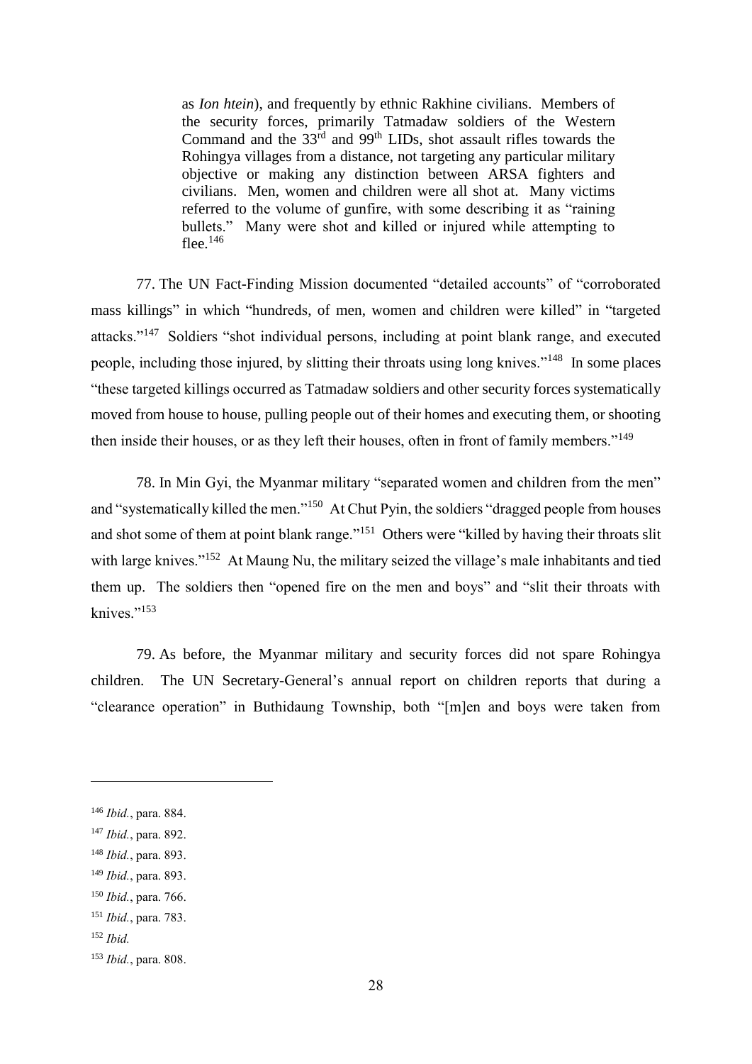> as *Ion htein*), and frequently by ethnic Rakhine civilians. Members of the security forces, primarily Tatmadaw soldiers of the Western Command and the 33rd and 99th LIDs, shot assault rifles towards the Rohingya villages from a distance, not targeting any particular military objective or making any distinction between ARSA fighters and civilians. Men, women and children were all shot at. Many victims referred to the volume of gunfire, with some describing it as "raining bullets." Many were shot and killed or injured while attempting to flee.[146]

77. The UN Fact-Finding Mission documented "detailed accounts" of "corroborated mass killings" in which "hundreds, of men, women and children were killed" in "targeted attacks."[147] Soldiers "shot individual persons, including at point blank range, and executed people, including those injured, by slitting their throats using long knives."[148] In some places "these targeted killings occurred as Tatmadaw soldiers and other security forces systematically moved from house to house, pulling people out of their homes and executing them, or shooting then inside their houses, or as they left their houses, often in front of family members."[149]

78. In Min Gyi, the Myanmar military "separated women and children from the men" and "systematically killed the men."[150] At Chut Pyin, the soldiers "dragged people from houses and shot some of them at point blank range."[151] Others were "killed by having their throats slit with large knives."[152] At Maung Nu, the military seized the village's male inhabitants and tied them up. The soldiers then "opened fire on the men and boys" and "slit their throats with knives."[153]

79. As before, the Myanmar military and security forces did not spare Rohingya children. The UN Secretary-General's annual report on children reports that during a "clearance operation" in Buthidaung Township, both "[m]en and boys were taken from

---

[146] *Ibid.*, para. 884.

[147] *Ibid.*, para. 892.

[148] *Ibid.*, para. 893.

[149] *Ibid.*, para. 893.

[150] *Ibid.*, para. 766.

[151] *Ibid.*, para. 783.

[152] *Ibid.*

[153] *Ibid.*, para. 808.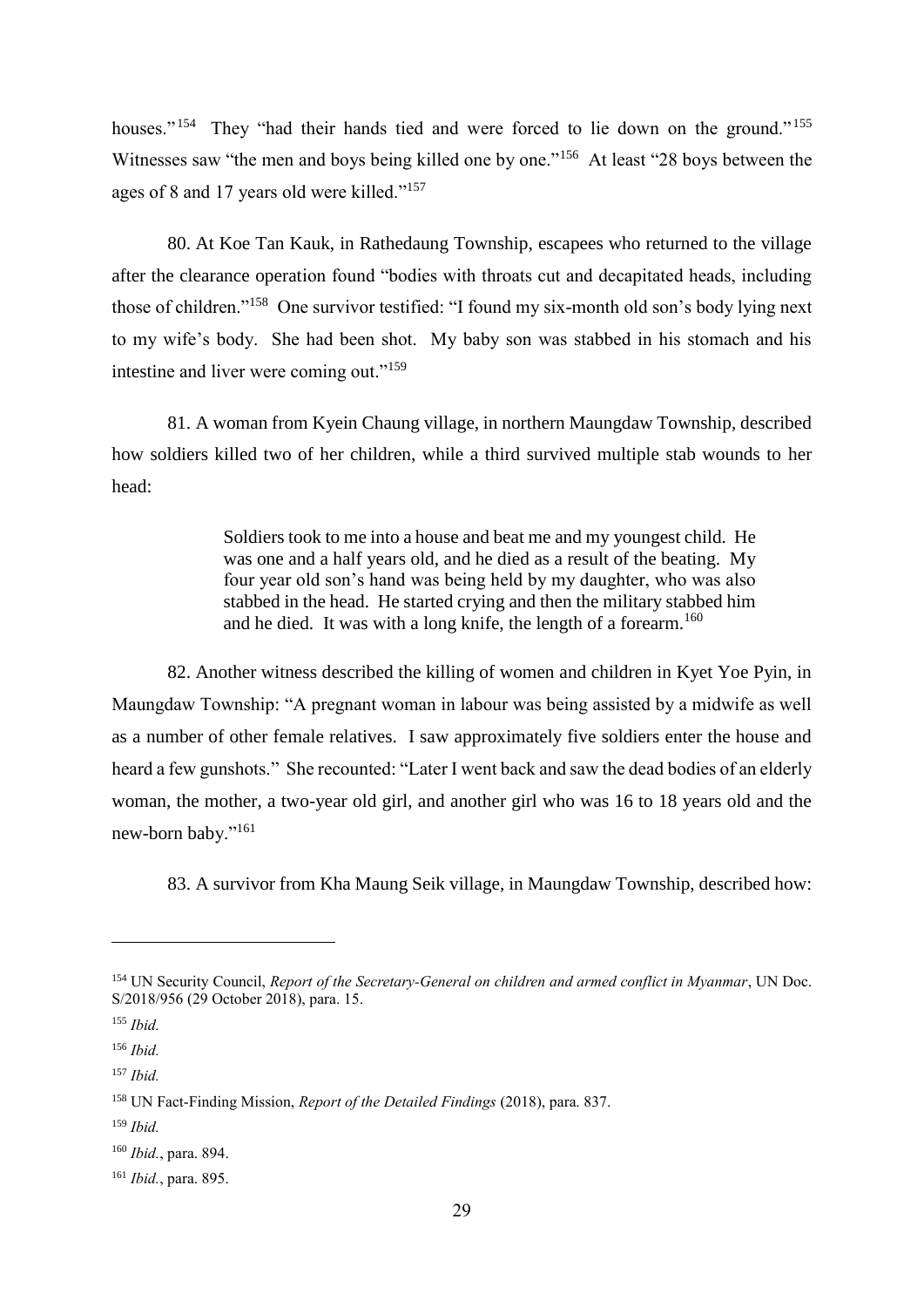houses."[154] They "had their hands tied and were forced to lie down on the ground."[155] Witnesses saw "the men and boys being killed one by one."[156] At least "28 boys between the ages of 8 and 17 years old were killed."[157]

80. At Koe Tan Kauk, in Rathedaung Township, escapees who returned to the village after the clearance operation found "bodies with throats cut and decapitated heads, including those of children."[158] One survivor testified: "I found my six-month old son's body lying next to my wife's body. She had been shot. My baby son was stabbed in his stomach and his intestine and liver were coming out."[159]

81. A woman from Kyein Chaung village, in northern Maungdaw Township, described how soldiers killed two of her children, while a third survived multiple stab wounds to her head:

> Soldiers took to me into a house and beat me and my youngest child. He was one and a half years old, and he died as a result of the beating. My four year old son's hand was being held by my daughter, who was also stabbed in the head. He started crying and then the military stabbed him and he died. It was with a long knife, the length of a forearm.[160]

82. Another witness described the killing of women and children in Kyet Yoe Pyin, in Maungdaw Township: "A pregnant woman in labour was being assisted by a midwife as well as a number of other female relatives. I saw approximately five soldiers enter the house and heard a few gunshots." She recounted: "Later I went back and saw the dead bodies of an elderly woman, the mother, a two-year old girl, and another girl who was 16 to 18 years old and the new-born baby."[161]

83. A survivor from Kha Maung Seik village, in Maungdaw Township, described how:

---

[154] UN Security Council, *Report of the Secretary-General on children and armed conflict in Myanmar*, UN Doc. S/2018/956 (29 October 2018), para. 15.

[155] *Ibid.*

[156] *Ibid.*

[157] *Ibid.*

[158] UN Fact-Finding Mission, *Report of the Detailed Findings* (2018), para. 837.

[159] *Ibid.*

[160] *Ibid.*, para. 894.

[161] *Ibid.*, para. 895.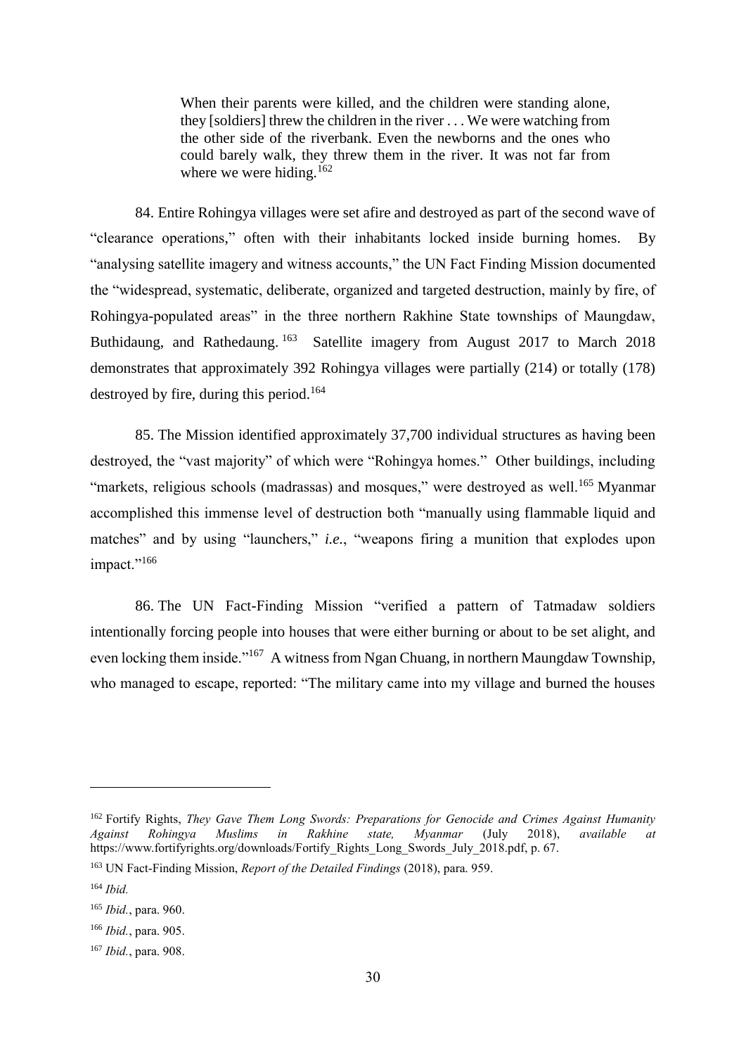> When their parents were killed, and the children were standing alone, they [soldiers] threw the children in the river . . . We were watching from the other side of the riverbank. Even the newborns and the ones who could barely walk, they threw them in the river. It was not far from where we were hiding.[162]

84. Entire Rohingya villages were set afire and destroyed as part of the second wave of "clearance operations," often with their inhabitants locked inside burning homes. By "analysing satellite imagery and witness accounts," the UN Fact Finding Mission documented the "widespread, systematic, deliberate, organized and targeted destruction, mainly by fire, of Rohingya-populated areas" in the three northern Rakhine State townships of Maungdaw, Buthidaung, and Rathedaung.[163] Satellite imagery from August 2017 to March 2018 demonstrates that approximately 392 Rohingya villages were partially (214) or totally (178) destroyed by fire, during this period.[164]

85. The Mission identified approximately 37,700 individual structures as having been destroyed, the "vast majority" of which were "Rohingya homes." Other buildings, including "markets, religious schools (madrassas) and mosques," were destroyed as well.[165] Myanmar accomplished this immense level of destruction both "manually using flammable liquid and matches" and by using "launchers," *i.e.*, "weapons firing a munition that explodes upon impact."[166]

86. The UN Fact-Finding Mission "verified a pattern of Tatmadaw soldiers intentionally forcing people into houses that were either burning or about to be set alight, and even locking them inside."[167] A witness from Ngan Chuang, in northern Maungdaw Township, who managed to escape, reported: "The military came into my village and burned the houses

---

[162] Fortify Rights, *They Gave Them Long Swords: Preparations for Genocide and Crimes Against Humanity Against Rohingya Muslims in Rakhine state, Myanmar* (July 2018), *available at* https://www.fortifyrights.org/downloads/Fortify_Rights_Long_Swords_July_2018.pdf, p. 67.

[163] UN Fact-Finding Mission, *Report of the Detailed Findings* (2018), para. 959.

[164] *Ibid.*

[165] *Ibid.*, para. 960.

[166] *Ibid.*, para. 905.

[167] *Ibid.*, para. 908.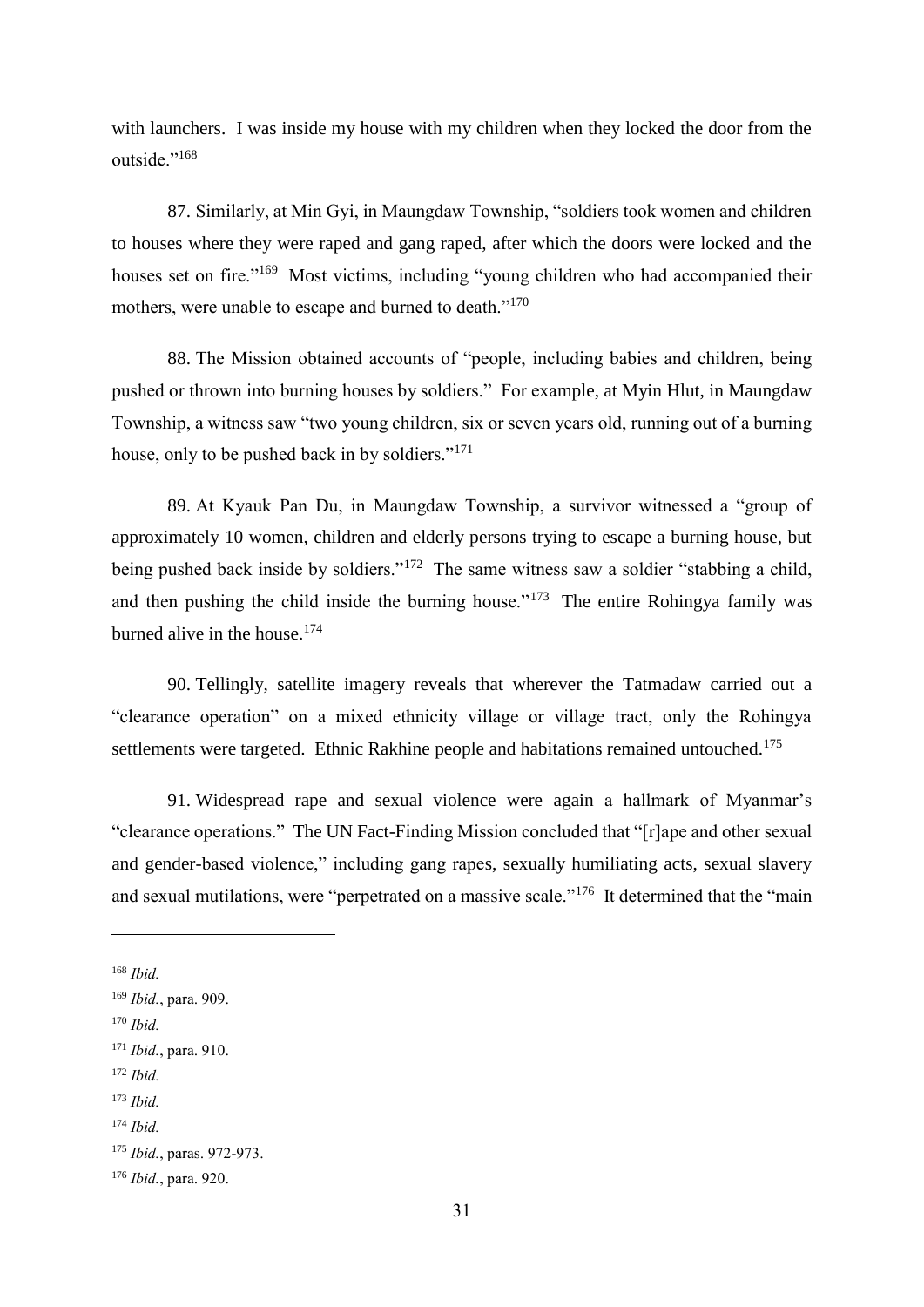with launchers. I was inside my house with my children when they locked the door from the outside."[168]

87. Similarly, at Min Gyi, in Maungdaw Township, "soldiers took women and children to houses where they were raped and gang raped, after which the doors were locked and the houses set on fire."[169] Most victims, including "young children who had accompanied their mothers, were unable to escape and burned to death."[170]

88. The Mission obtained accounts of "people, including babies and children, being pushed or thrown into burning houses by soldiers." For example, at Myin Hlut, in Maungdaw Township, a witness saw "two young children, six or seven years old, running out of a burning house, only to be pushed back in by soldiers."[171]

89. At Kyauk Pan Du, in Maungdaw Township, a survivor witnessed a "group of approximately 10 women, children and elderly persons trying to escape a burning house, but being pushed back inside by soldiers."[172] The same witness saw a soldier "stabbing a child, and then pushing the child inside the burning house."[173] The entire Rohingya family was burned alive in the house.[174]

90. Tellingly, satellite imagery reveals that wherever the Tatmadaw carried out a "clearance operation" on a mixed ethnicity village or village tract, only the Rohingya settlements were targeted. Ethnic Rakhine people and habitations remained untouched.[175]

91. Widespread rape and sexual violence were again a hallmark of Myanmar's "clearance operations." The UN Fact-Finding Mission concluded that "[r]ape and other sexual and gender-based violence," including gang rapes, sexually humiliating acts, sexual slavery and sexual mutilations, were "perpetrated on a massive scale."[176] It determined that the "main

---

[168] *Ibid.*

[169] *Ibid.*, para. 909.

[170] *Ibid.*

[171] *Ibid.*, para. 910.

[172] *Ibid.*

[173] *Ibid.*

[174] *Ibid.*

[175] *Ibid.*, paras. 972-973.

[176] *Ibid.*, para. 920.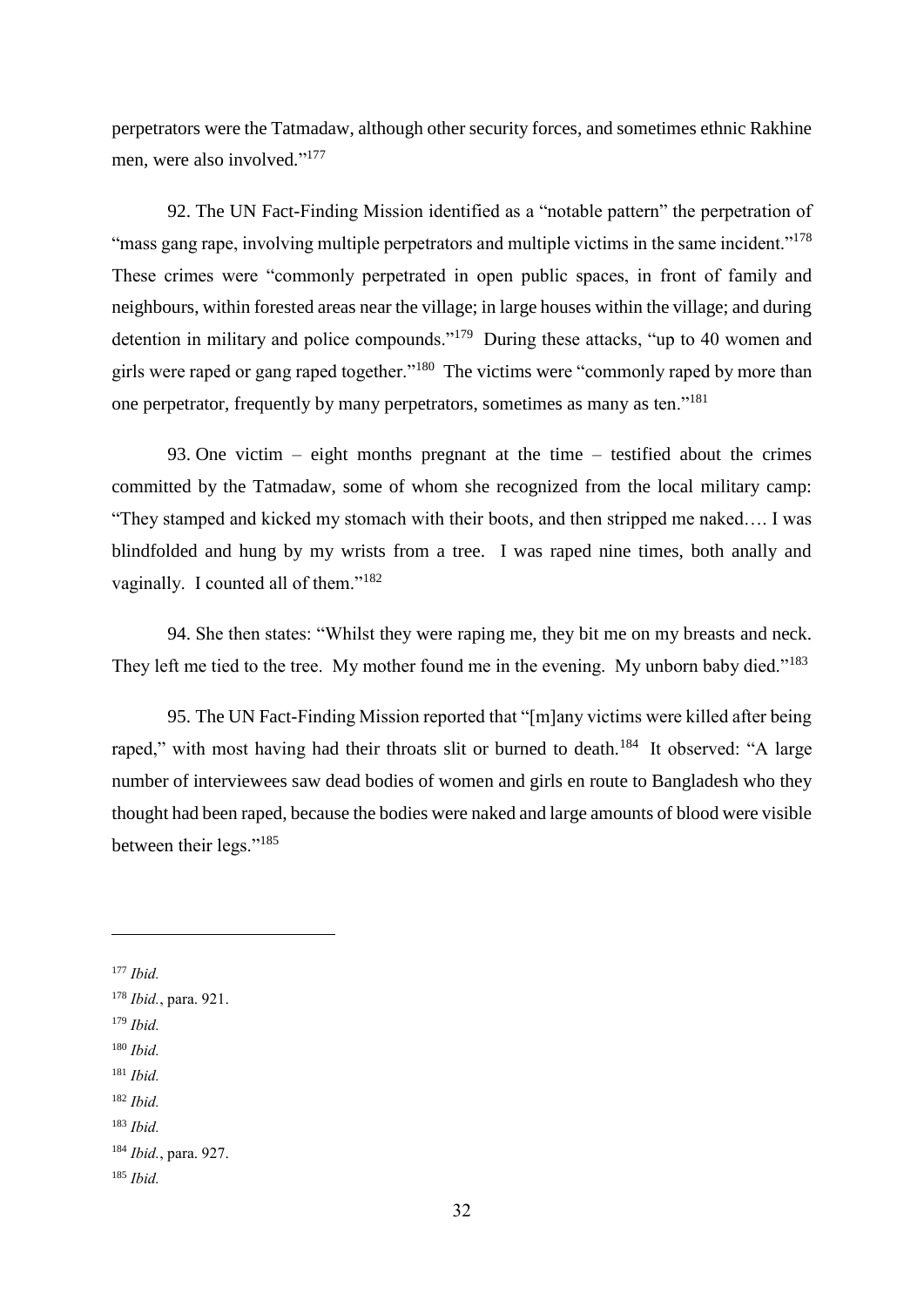perpetrators were the Tatmadaw, although other security forces, and sometimes ethnic Rakhine men, were also involved."[177]

92. The UN Fact-Finding Mission identified as a "notable pattern" the perpetration of "mass gang rape, involving multiple perpetrators and multiple victims in the same incident."[178] These crimes were "commonly perpetrated in open public spaces, in front of family and neighbours, within forested areas near the village; in large houses within the village; and during detention in military and police compounds."[179] During these attacks, "up to 40 women and girls were raped or gang raped together."[180] The victims were "commonly raped by more than one perpetrator, frequently by many perpetrators, sometimes as many as ten."[181]

93. One victim – eight months pregnant at the time – testified about the crimes committed by the Tatmadaw, some of whom she recognized from the local military camp: "They stamped and kicked my stomach with their boots, and then stripped me naked…. I was blindfolded and hung by my wrists from a tree. I was raped nine times, both anally and vaginally. I counted all of them."[182]

94. She then states: "Whilst they were raping me, they bit me on my breasts and neck. They left me tied to the tree. My mother found me in the evening. My unborn baby died."[183]

95. The UN Fact-Finding Mission reported that "[m]any victims were killed after being raped," with most having had their throats slit or burned to death.[184] It observed: "A large number of interviewees saw dead bodies of women and girls en route to Bangladesh who they thought had been raped, because the bodies were naked and large amounts of blood were visible between their legs."[185]

---

[177] *Ibid.*

[178] *Ibid.*, para. 921.

[179] *Ibid.*

[180] *Ibid.*

[181] *Ibid.*

[182] *Ibid.*

[183] *Ibid.*

[184] *Ibid.*, para. 927.

[185] *Ibid.*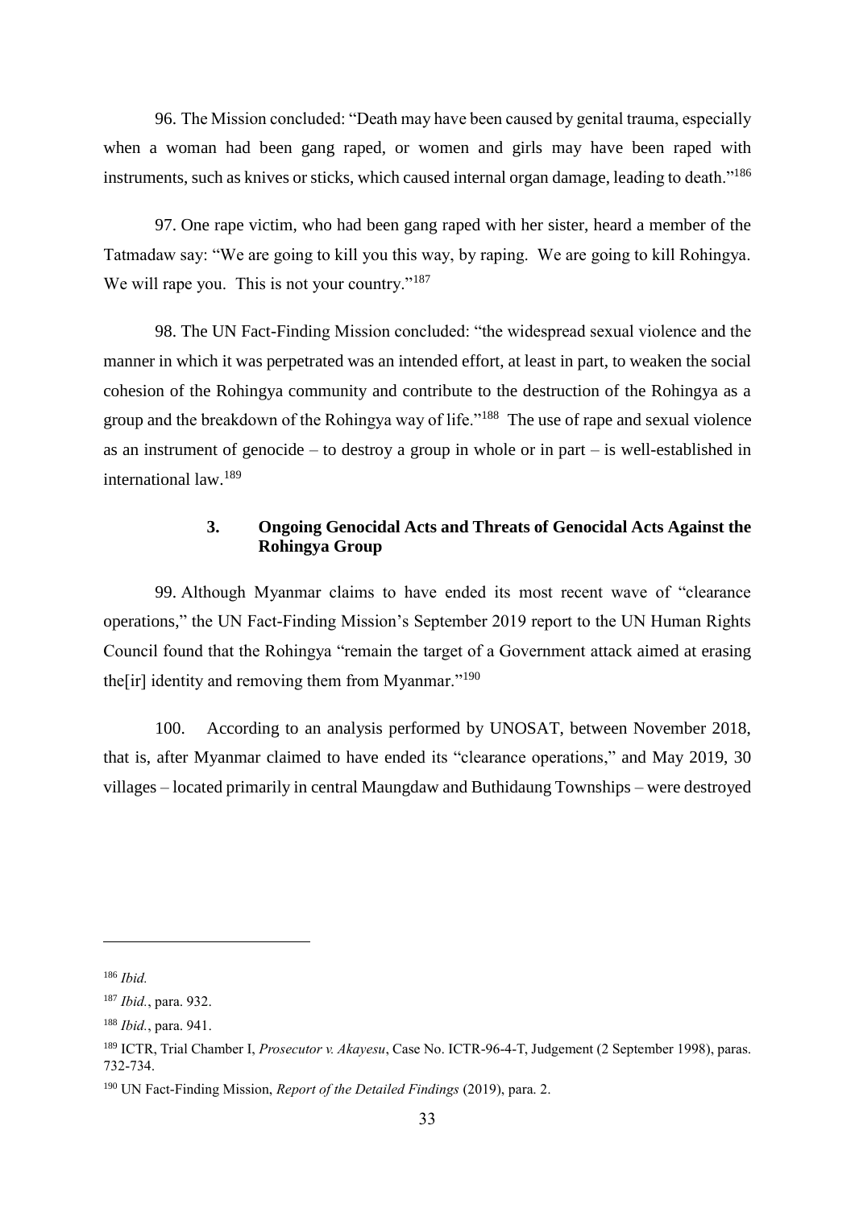96. The Mission concluded: "Death may have been caused by genital trauma, especially when a woman had been gang raped, or women and girls may have been raped with instruments, such as knives or sticks, which caused internal organ damage, leading to death."[186]

97. One rape victim, who had been gang raped with her sister, heard a member of the Tatmadaw say: "We are going to kill you this way, by raping. We are going to kill Rohingya. We will rape you. This is not your country."[187]

98. The UN Fact-Finding Mission concluded: "the widespread sexual violence and the manner in which it was perpetrated was an intended effort, at least in part, to weaken the social cohesion of the Rohingya community and contribute to the destruction of the Rohingya as a group and the breakdown of the Rohingya way of life."[188] The use of rape and sexual violence as an instrument of genocide – to destroy a group in whole or in part – is well-established in international law.[189]

### 3. Ongoing Genocidal Acts and Threats of Genocidal Acts Against the Rohingya Group

99. Although Myanmar claims to have ended its most recent wave of "clearance operations," the UN Fact-Finding Mission's September 2019 report to the UN Human Rights Council found that the Rohingya "remain the target of a Government attack aimed at erasing the[ir] identity and removing them from Myanmar."[190]

100. According to an analysis performed by UNOSAT, between November 2018, that is, after Myanmar claimed to have ended its "clearance operations," and May 2019, 30 villages – located primarily in central Maungdaw and Buthidaung Townships – were destroyed

---

[186] *Ibid.*

[187] *Ibid.*, para. 932.

[188] *Ibid.*, para. 941.

[189] ICTR, Trial Chamber I, *Prosecutor v. Akayesu*, Case No. ICTR-96-4-T, Judgement (2 September 1998), paras. 732-734.

[190] UN Fact-Finding Mission, *Report of the Detailed Findings* (2019), para. 2.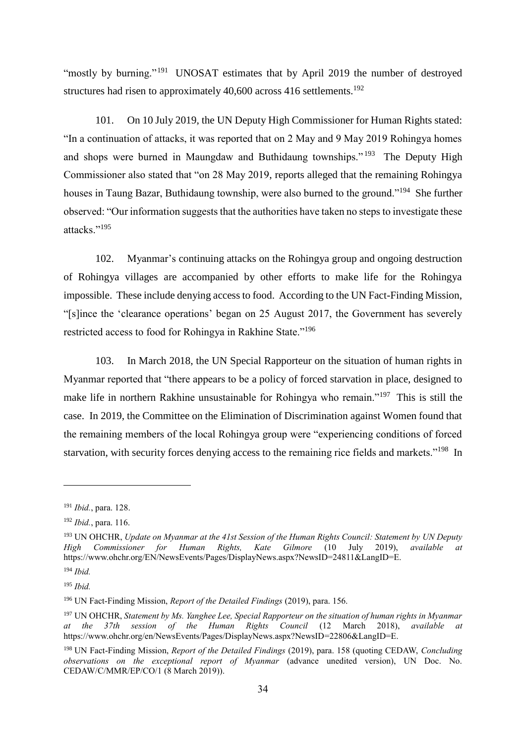"mostly by burning."[191] UNOSAT estimates that by April 2019 the number of destroyed structures had risen to approximately 40,600 across 416 settlements.[192]

101. On 10 July 2019, the UN Deputy High Commissioner for Human Rights stated: "In a continuation of attacks, it was reported that on 2 May and 9 May 2019 Rohingya homes and shops were burned in Maungdaw and Buthidaung townships."[193] The Deputy High Commissioner also stated that "on 28 May 2019, reports alleged that the remaining Rohingya houses in Taung Bazar, Buthidaung township, were also burned to the ground."[194] She further observed: "Our information suggests that the authorities have taken no steps to investigate these attacks."[195]

102. Myanmar's continuing attacks on the Rohingya group and ongoing destruction of Rohingya villages are accompanied by other efforts to make life for the Rohingya impossible. These include denying access to food. According to the UN Fact-Finding Mission, "[s]ince the 'clearance operations' began on 25 August 2017, the Government has severely restricted access to food for Rohingya in Rakhine State."[196]

103. In March 2018, the UN Special Rapporteur on the situation of human rights in Myanmar reported that "there appears to be a policy of forced starvation in place, designed to make life in northern Rakhine unsustainable for Rohingya who remain."[197] This is still the case. In 2019, the Committee on the Elimination of Discrimination against Women found that the remaining members of the local Rohingya group were "experiencing conditions of forced starvation, with security forces denying access to the remaining rice fields and markets."[198] In

---

[191] *Ibid.*, para. 128.

[192] *Ibid.*, para. 116.

[193] UN OHCHR, *Update on Myanmar at the 41st Session of the Human Rights Council: Statement by UN Deputy High Commissioner for Human Rights, Kate Gilmore* (10 July 2019), *available at* https://www.ohchr.org/EN/NewsEvents/Pages/DisplayNews.aspx?NewsID=24811&LangID=E.

[194] *Ibid.*

[195] *Ibid.*

[196] UN Fact-Finding Mission, *Report of the Detailed Findings* (2019), para. 156.

[197] UN OHCHR, *Statement by Ms. Yanghee Lee, Special Rapporteur on the situation of human rights in Myanmar at the 37th session of the Human Rights Council* (12 March 2018), *available at* https://www.ohchr.org/en/NewsEvents/Pages/DisplayNews.aspx?NewsID=22806&LangID=E.

[198] UN Fact-Finding Mission, *Report of the Detailed Findings* (2019), para. 158 (quoting CEDAW, *Concluding observations on the exceptional report of Myanmar* (advance unedited version), UN Doc. No. CEDAW/C/MMR/EP/CO/1 (8 March 2019)).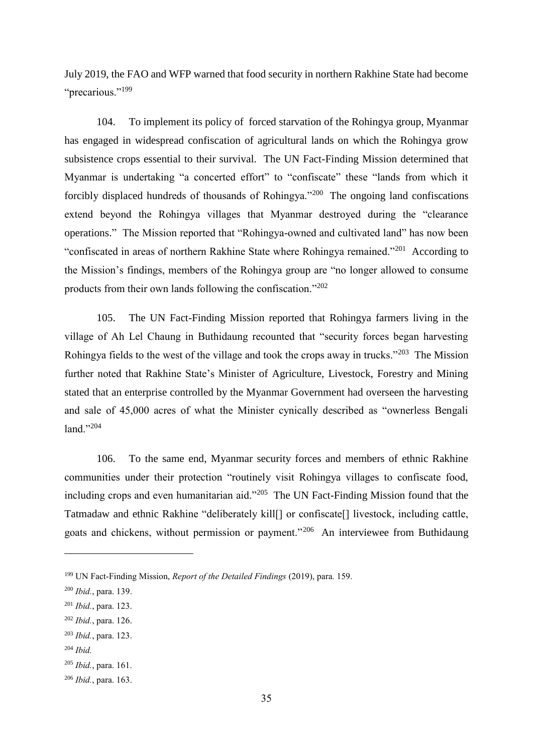July 2019, the FAO and WFP warned that food security in northern Rakhine State had become "precarious."[199]

104. To implement its policy of forced starvation of the Rohingya group, Myanmar has engaged in widespread confiscation of agricultural lands on which the Rohingya grow subsistence crops essential to their survival. The UN Fact-Finding Mission determined that Myanmar is undertaking "a concerted effort" to "confiscate" these "lands from which it forcibly displaced hundreds of thousands of Rohingya."[200] The ongoing land confiscations extend beyond the Rohingya villages that Myanmar destroyed during the "clearance operations." The Mission reported that "Rohingya-owned and cultivated land" has now been "confiscated in areas of northern Rakhine State where Rohingya remained."[201] According to the Mission's findings, members of the Rohingya group are "no longer allowed to consume products from their own lands following the confiscation."[202]

105. The UN Fact-Finding Mission reported that Rohingya farmers living in the village of Ah Lel Chaung in Buthidaung recounted that "security forces began harvesting Rohingya fields to the west of the village and took the crops away in trucks."[203] The Mission further noted that Rakhine State's Minister of Agriculture, Livestock, Forestry and Mining stated that an enterprise controlled by the Myanmar Government had overseen the harvesting and sale of 45,000 acres of what the Minister cynically described as "ownerless Bengali land."[204]

106. To the same end, Myanmar security forces and members of ethnic Rakhine communities under their protection "routinely visit Rohingya villages to confiscate food, including crops and even humanitarian aid."[205] The UN Fact-Finding Mission found that the Tatmadaw and ethnic Rakhine "deliberately kill[] or confiscate[] livestock, including cattle, goats and chickens, without permission or payment."[206] An interviewee from Buthidaung

---

[199] UN Fact-Finding Mission, *Report of the Detailed Findings* (2019), para. 159.

[200] *Ibid.*, para. 139.

[201] *Ibid.*, para. 123.

[202] *Ibid.*, para. 126.

[203] *Ibid.*, para. 123.

[204] *Ibid.*

[205] *Ibid.*, para. 161.

[206] *Ibid.*, para. 163.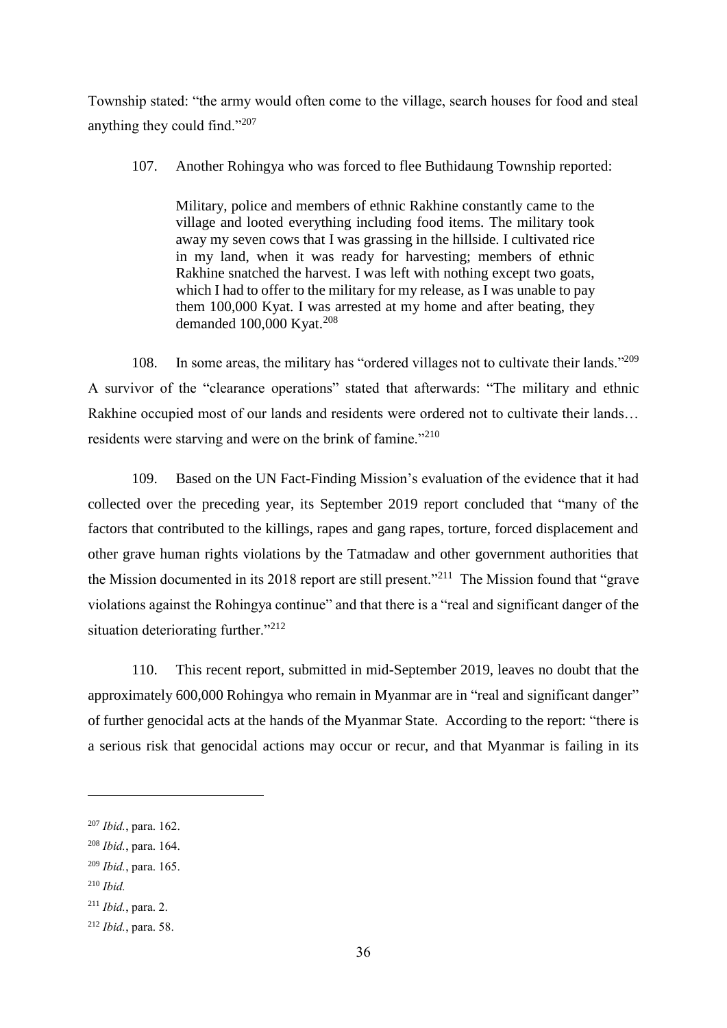Township stated: "the army would often come to the village, search houses for food and steal anything they could find."[207]

107. Another Rohingya who was forced to flee Buthidaung Township reported:

> Military, police and members of ethnic Rakhine constantly came to the village and looted everything including food items. The military took away my seven cows that I was grassing in the hillside. I cultivated rice in my land, when it was ready for harvesting; members of ethnic Rakhine snatched the harvest. I was left with nothing except two goats, which I had to offer to the military for my release, as I was unable to pay them 100,000 Kyat. I was arrested at my home and after beating, they demanded 100,000 Kyat.[208]

108. In some areas, the military has "ordered villages not to cultivate their lands."[209] A survivor of the "clearance operations" stated that afterwards: "The military and ethnic Rakhine occupied most of our lands and residents were ordered not to cultivate their lands… residents were starving and were on the brink of famine."[210]

109. Based on the UN Fact-Finding Mission's evaluation of the evidence that it had collected over the preceding year, its September 2019 report concluded that "many of the factors that contributed to the killings, rapes and gang rapes, torture, forced displacement and other grave human rights violations by the Tatmadaw and other government authorities that the Mission documented in its 2018 report are still present."[211] The Mission found that "grave violations against the Rohingya continue" and that there is a "real and significant danger of the situation deteriorating further."[212]

110. This recent report, submitted in mid-September 2019, leaves no doubt that the approximately 600,000 Rohingya who remain in Myanmar are in "real and significant danger" of further genocidal acts at the hands of the Myanmar State. According to the report: "there is a serious risk that genocidal actions may occur or recur, and that Myanmar is failing in its

---

[207] *Ibid.*, para. 162.

[208] *Ibid.*, para. 164.

[209] *Ibid.*, para. 165.

[210] *Ibid.*

[211] *Ibid.*, para. 2.

[212] *Ibid.*, para. 58.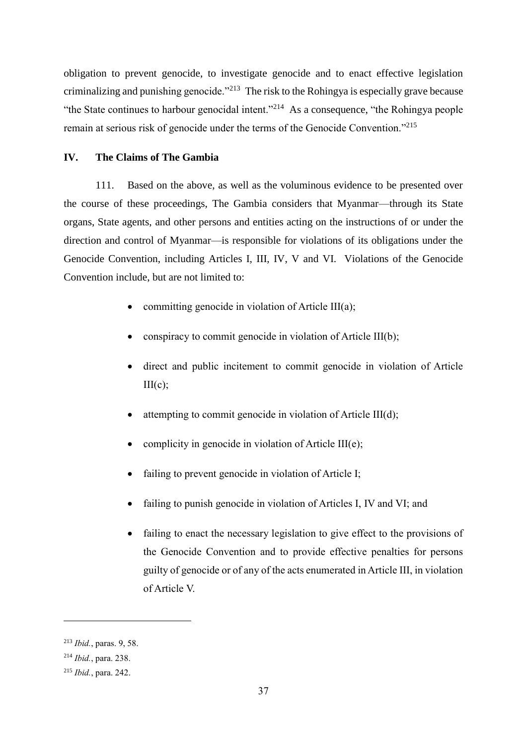obligation to prevent genocide, to investigate genocide and to enact effective legislation criminalizing and punishing genocide."[213] The risk to the Rohingya is especially grave because "the State continues to harbour genocidal intent."[214] As a consequence, "the Rohingya people remain at serious risk of genocide under the terms of the Genocide Convention."[215]

## IV. The Claims of The Gambia

111. Based on the above, as well as the voluminous evidence to be presented over the course of these proceedings, The Gambia considers that Myanmar—through its State organs, State agents, and other persons and entities acting on the instructions of or under the direction and control of Myanmar—is responsible for violations of its obligations under the Genocide Convention, including Articles I, III, IV, V and VI. Violations of the Genocide Convention include, but are not limited to:

- committing genocide in violation of Article III(a);
- conspiracy to commit genocide in violation of Article III(b);
- direct and public incitement to commit genocide in violation of Article III(c);
- attempting to commit genocide in violation of Article III(d);
- complicity in genocide in violation of Article III(e);
- failing to prevent genocide in violation of Article I;
- failing to punish genocide in violation of Articles I, IV and VI; and
- failing to enact the necessary legislation to give effect to the provisions of the Genocide Convention and to provide effective penalties for persons guilty of genocide or of any of the acts enumerated in Article III, in violation of Article V.

---

[213] *Ibid.*, paras. 9, 58.

[214] *Ibid.*, para. 238.

[215] *Ibid.*, para. 242.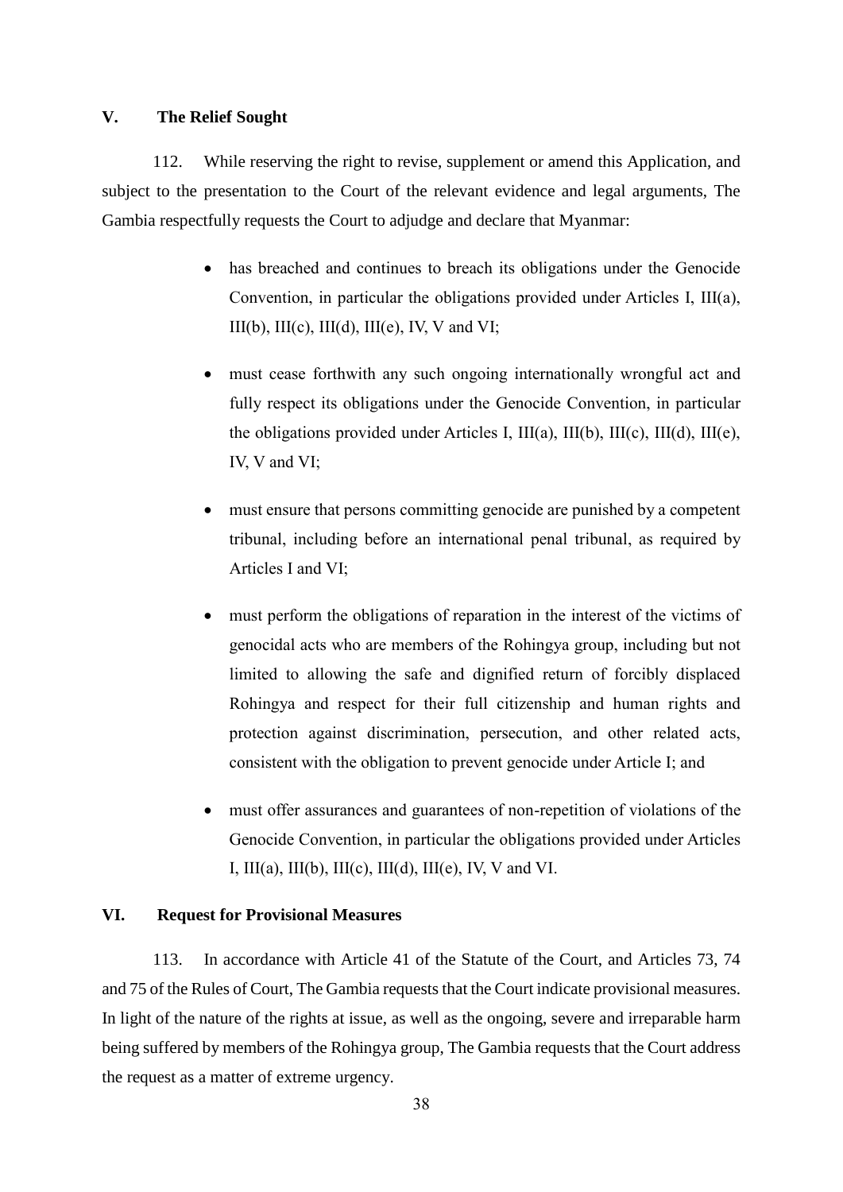## V. The Relief Sought

112. While reserving the right to revise, supplement or amend this Application, and subject to the presentation to the Court of the relevant evidence and legal arguments, The Gambia respectfully requests the Court to adjudge and declare that Myanmar:

- has breached and continues to breach its obligations under the Genocide Convention, in particular the obligations provided under Articles I, III(a), III(b), III(c), III(d), III(e), IV, V and VI;

- must cease forthwith any such ongoing internationally wrongful act and fully respect its obligations under the Genocide Convention, in particular the obligations provided under Articles I, III(a), III(b), III(c), III(d), III(e), IV, V and VI;

- must ensure that persons committing genocide are punished by a competent tribunal, including before an international penal tribunal, as required by Articles I and VI;

- must perform the obligations of reparation in the interest of the victims of genocidal acts who are members of the Rohingya group, including but not limited to allowing the safe and dignified return of forcibly displaced Rohingya and respect for their full citizenship and human rights and protection against discrimination, persecution, and other related acts, consistent with the obligation to prevent genocide under Article I; and

- must offer assurances and guarantees of non-repetition of violations of the Genocide Convention, in particular the obligations provided under Articles I, III(a), III(b), III(c), III(d), III(e), IV, V and VI.

## VI. Request for Provisional Measures

113. In accordance with Article 41 of the Statute of the Court, and Articles 73, 74 and 75 of the Rules of Court, The Gambia requests that the Court indicate provisional measures. In light of the nature of the rights at issue, as well as the ongoing, severe and irreparable harm being suffered by members of the Rohingya group, The Gambia requests that the Court address the request as a matter of extreme urgency.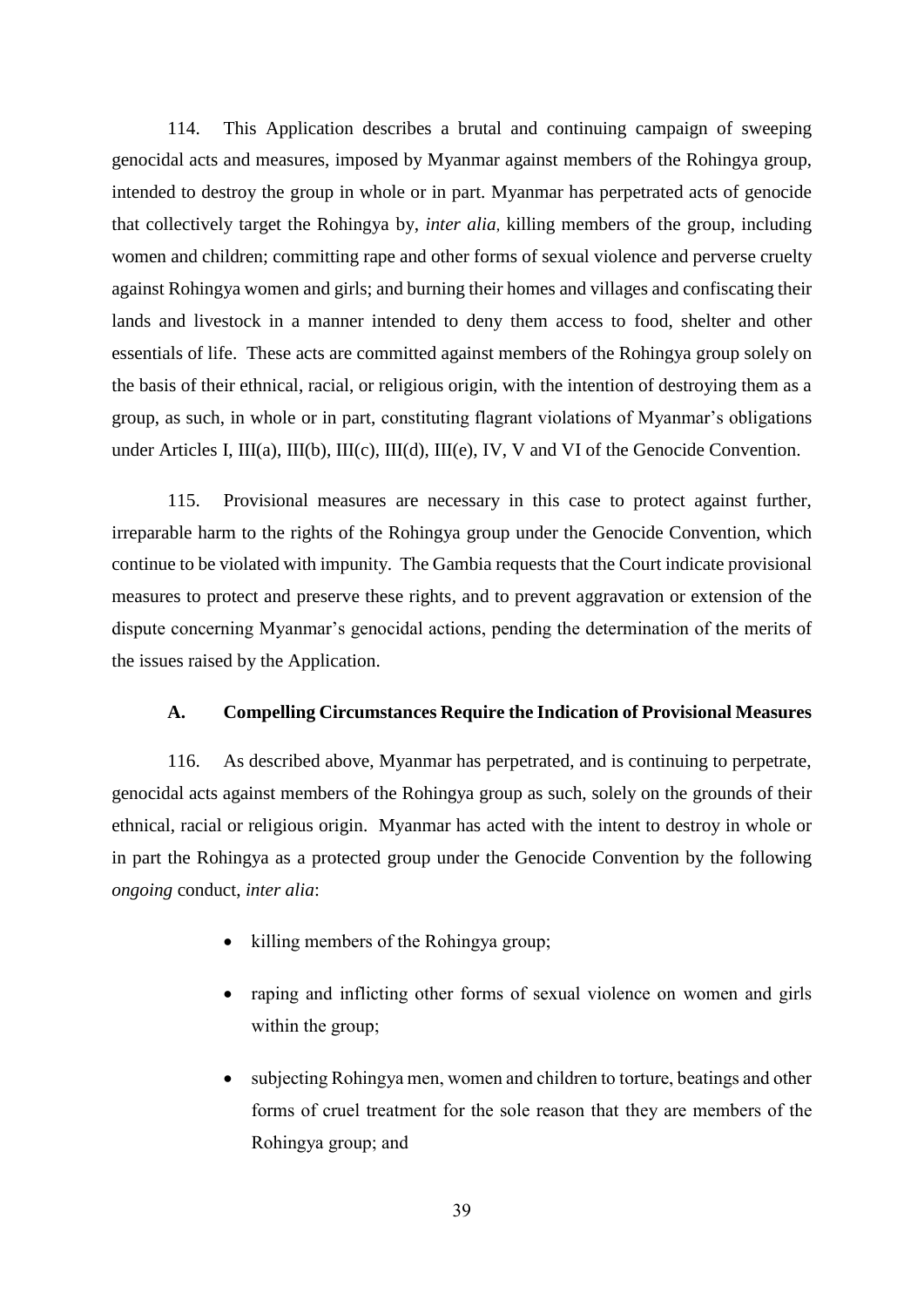114. This Application describes a brutal and continuing campaign of sweeping genocidal acts and measures, imposed by Myanmar against members of the Rohingya group, intended to destroy the group in whole or in part. Myanmar has perpetrated acts of genocide that collectively target the Rohingya by, *inter alia*, killing members of the group, including women and children; committing rape and other forms of sexual violence and perverse cruelty against Rohingya women and girls; and burning their homes and villages and confiscating their lands and livestock in a manner intended to deny them access to food, shelter and other essentials of life. These acts are committed against members of the Rohingya group solely on the basis of their ethnical, racial, or religious origin, with the intention of destroying them as a group, as such, in whole or in part, constituting flagrant violations of Myanmar's obligations under Articles I, III(a), III(b), III(c), III(d), III(e), IV, V and VI of the Genocide Convention.

115. Provisional measures are necessary in this case to protect against further, irreparable harm to the rights of the Rohingya group under the Genocide Convention, which continue to be violated with impunity. The Gambia requests that the Court indicate provisional measures to protect and preserve these rights, and to prevent aggravation or extension of the dispute concerning Myanmar's genocidal actions, pending the determination of the merits of the issues raised by the Application.

### A. Compelling Circumstances Require the Indication of Provisional Measures

116. As described above, Myanmar has perpetrated, and is continuing to perpetrate, genocidal acts against members of the Rohingya group as such, solely on the grounds of their ethnical, racial or religious origin. Myanmar has acted with the intent to destroy in whole or in part the Rohingya as a protected group under the Genocide Convention by the following *ongoing* conduct, *inter alia*:

- killing members of the Rohingya group;
- raping and inflicting other forms of sexual violence on women and girls within the group;
- subjecting Rohingya men, women and children to torture, beatings and other forms of cruel treatment for the sole reason that they are members of the Rohingya group; and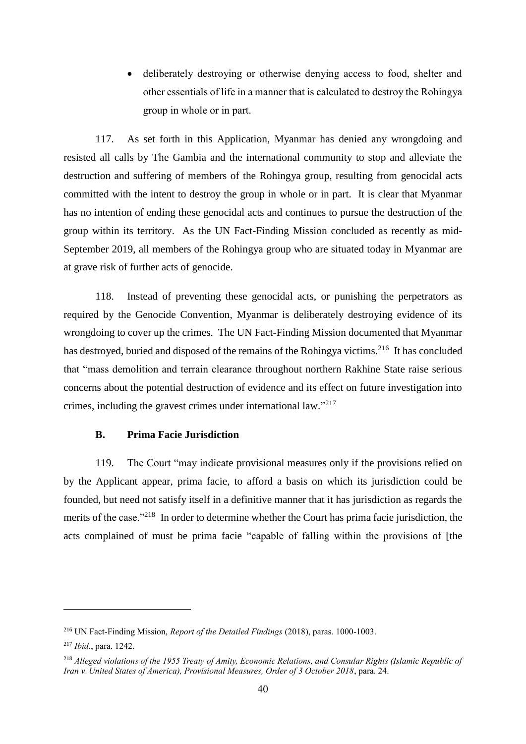- deliberately destroying or otherwise denying access to food, shelter and other essentials of life in a manner that is calculated to destroy the Rohingya group in whole or in part.

117. As set forth in this Application, Myanmar has denied any wrongdoing and resisted all calls by The Gambia and the international community to stop and alleviate the destruction and suffering of members of the Rohingya group, resulting from genocidal acts committed with the intent to destroy the group in whole or in part. It is clear that Myanmar has no intention of ending these genocidal acts and continues to pursue the destruction of the group within its territory. As the UN Fact-Finding Mission concluded as recently as mid-September 2019, all members of the Rohingya group who are situated today in Myanmar are at grave risk of further acts of genocide.

118. Instead of preventing these genocidal acts, or punishing the perpetrators as required by the Genocide Convention, Myanmar is deliberately destroying evidence of its wrongdoing to cover up the crimes. The UN Fact-Finding Mission documented that Myanmar has destroyed, buried and disposed of the remains of the Rohingya victims.[216] It has concluded that "mass demolition and terrain clearance throughout northern Rakhine State raise serious concerns about the potential destruction of evidence and its effect on future investigation into crimes, including the gravest crimes under international law."[217]

### B. Prima Facie Jurisdiction

119. The Court "may indicate provisional measures only if the provisions relied on by the Applicant appear, prima facie, to afford a basis on which its jurisdiction could be founded, but need not satisfy itself in a definitive manner that it has jurisdiction as regards the merits of the case."[218] In order to determine whether the Court has prima facie jurisdiction, the acts complained of must be prima facie "capable of falling within the provisions of [the

---

[216] UN Fact-Finding Mission, *Report of the Detailed Findings* (2018), paras. 1000-1003.

[217] *Ibid.*, para. 1242.

[218] *Alleged violations of the 1955 Treaty of Amity, Economic Relations, and Consular Rights (Islamic Republic of Iran v. United States of America), Provisional Measures, Order of 3 October 2018*, para. 24.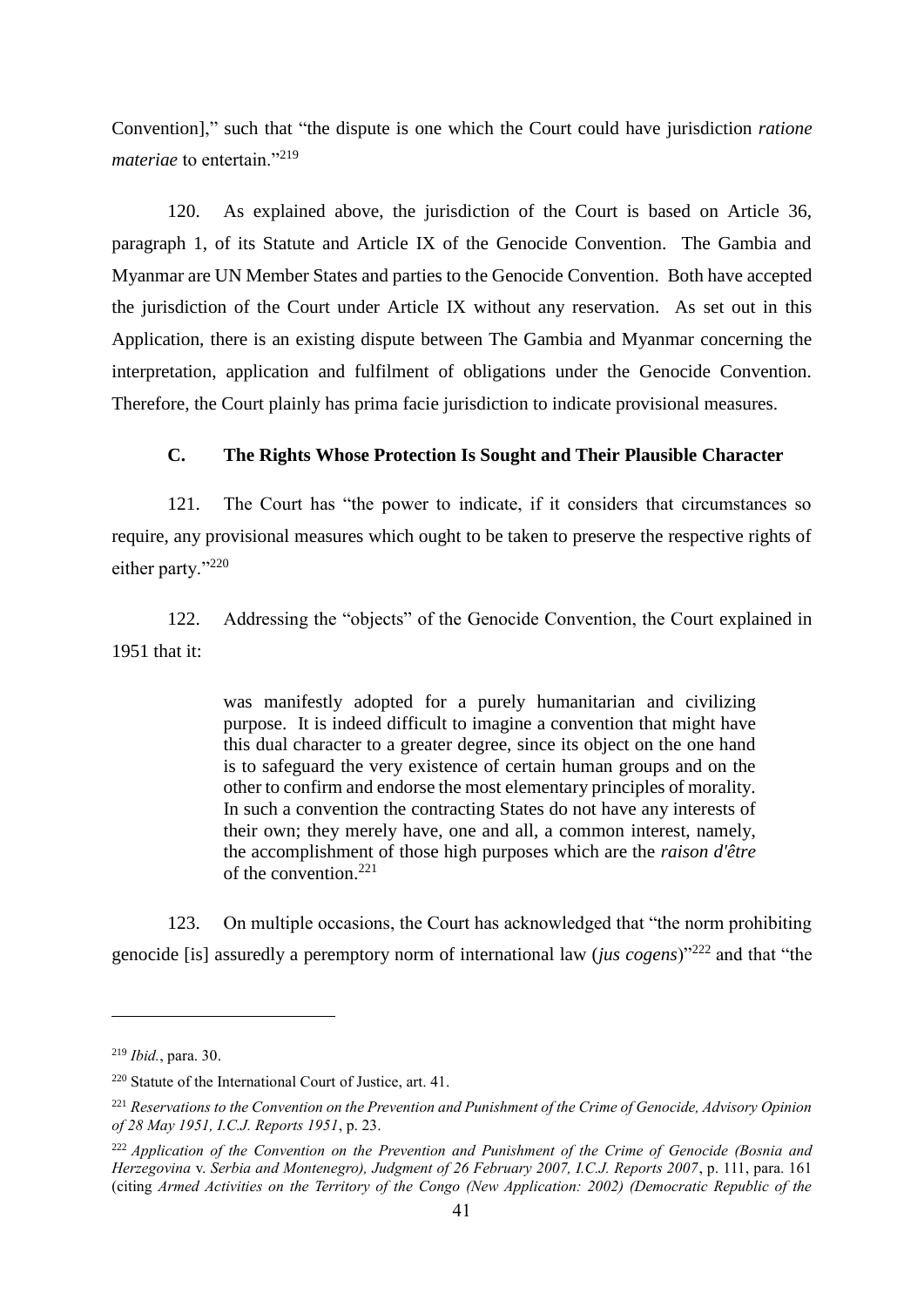Convention]," such that "the dispute is one which the Court could have jurisdiction *ratione materiae* to entertain."[219]

120. As explained above, the jurisdiction of the Court is based on Article 36, paragraph 1, of its Statute and Article IX of the Genocide Convention. The Gambia and Myanmar are UN Member States and parties to the Genocide Convention. Both have accepted the jurisdiction of the Court under Article IX without any reservation. As set out in this Application, there is an existing dispute between The Gambia and Myanmar concerning the interpretation, application and fulfilment of obligations under the Genocide Convention. Therefore, the Court plainly has prima facie jurisdiction to indicate provisional measures.

### C. The Rights Whose Protection Is Sought and Their Plausible Character

121. The Court has "the power to indicate, if it considers that circumstances so require, any provisional measures which ought to be taken to preserve the respective rights of either party."[220]

122. Addressing the "objects" of the Genocide Convention, the Court explained in 1951 that it:

> was manifestly adopted for a purely humanitarian and civilizing purpose. It is indeed difficult to imagine a convention that might have this dual character to a greater degree, since its object on the one hand is to safeguard the very existence of certain human groups and on the other to confirm and endorse the most elementary principles of morality. In such a convention the contracting States do not have any interests of their own; they merely have, one and all, a common interest, namely, the accomplishment of those high purposes which are the *raison d'être* of the convention.[221]

123. On multiple occasions, the Court has acknowledged that "the norm prohibiting genocide [is] assuredly a peremptory norm of international law (*jus cogens*)"[222] and that "the

---

[219] *Ibid.*, para. 30.

[220] Statute of the International Court of Justice, art. 41.

[221] *Reservations to the Convention on the Prevention and Punishment of the Crime of Genocide, Advisory Opinion of 28 May 1951, I.C.J. Reports 1951*, p. 23.

[222] *Application of the Convention on the Prevention and Punishment of the Crime of Genocide (Bosnia and Herzegovina* v. *Serbia and Montenegro), Judgment of 26 February 2007, I.C.J. Reports 2007*, p. 111, para. 161 (citing *Armed Activities on the Territory of the Congo (New Application: 2002) (Democratic Republic of the*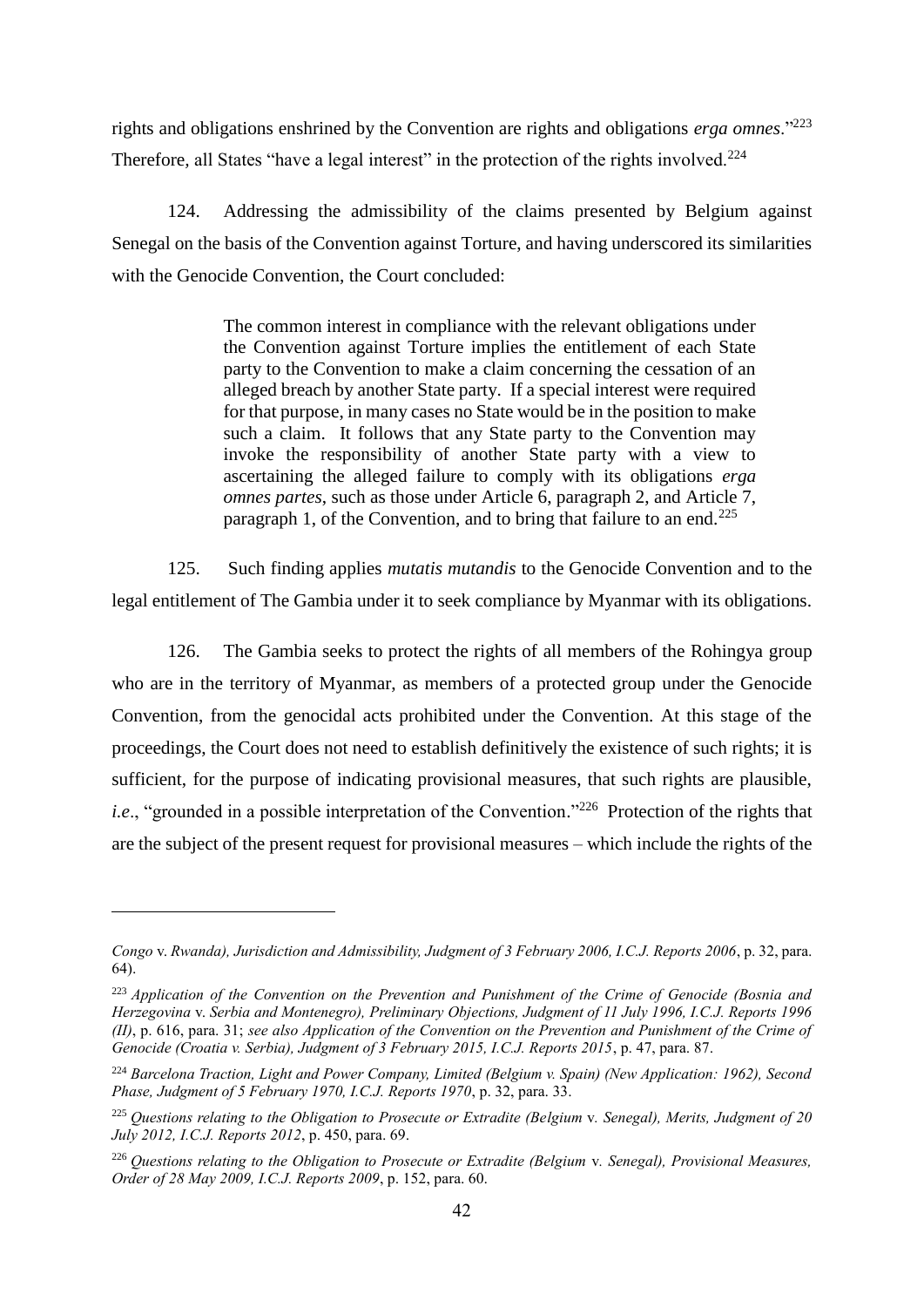rights and obligations enshrined by the Convention are rights and obligations *erga omnes*."[223] Therefore, all States "have a legal interest" in the protection of the rights involved.[224]

124. Addressing the admissibility of the claims presented by Belgium against Senegal on the basis of the Convention against Torture, and having underscored its similarities with the Genocide Convention, the Court concluded:

> The common interest in compliance with the relevant obligations under the Convention against Torture implies the entitlement of each State party to the Convention to make a claim concerning the cessation of an alleged breach by another State party. If a special interest were required for that purpose, in many cases no State would be in the position to make such a claim. It follows that any State party to the Convention may invoke the responsibility of another State party with a view to ascertaining the alleged failure to comply with its obligations *erga omnes partes*, such as those under Article 6, paragraph 2, and Article 7, paragraph 1, of the Convention, and to bring that failure to an end.[225]

125. Such finding applies *mutatis mutandis* to the Genocide Convention and to the legal entitlement of The Gambia under it to seek compliance by Myanmar with its obligations.

126. The Gambia seeks to protect the rights of all members of the Rohingya group who are in the territory of Myanmar, as members of a protected group under the Genocide Convention, from the genocidal acts prohibited under the Convention. At this stage of the proceedings, the Court does not need to establish definitively the existence of such rights; it is sufficient, for the purpose of indicating provisional measures, that such rights are plausible, *i.e*., "grounded in a possible interpretation of the Convention."[226] Protection of the rights that are the subject of the present request for provisional measures – which include the rights of the

---

*Congo* v. *Rwanda), Jurisdiction and Admissibility, Judgment of 3 February 2006, I.C.J. Reports 2006*, p. 32, para. 64).

[223] *Application of the Convention on the Prevention and Punishment of the Crime of Genocide (Bosnia and Herzegovina* v. *Serbia and Montenegro), Preliminary Objections, Judgment of 11 July 1996, I.C.J. Reports 1996 (II)*, p. 616, para. 31; *see also Application of the Convention on the Prevention and Punishment of the Crime of Genocide (Croatia v. Serbia), Judgment of 3 February 2015, I.C.J. Reports 2015*, p. 47, para. 87.

[224] *Barcelona Traction, Light and Power Company, Limited (Belgium v. Spain) (New Application: 1962), Second Phase, Judgment of 5 February 1970, I.C.J. Reports 1970*, p. 32, para. 33.

[225] *Questions relating to the Obligation to Prosecute or Extradite (Belgium* v. *Senegal), Merits, Judgment of 20 July 2012, I.C.J. Reports 2012*, p. 450, para. 69.

[226] *Questions relating to the Obligation to Prosecute or Extradite (Belgium* v. *Senegal), Provisional Measures, Order of 28 May 2009, I.C.J. Reports 2009*, p. 152, para. 60.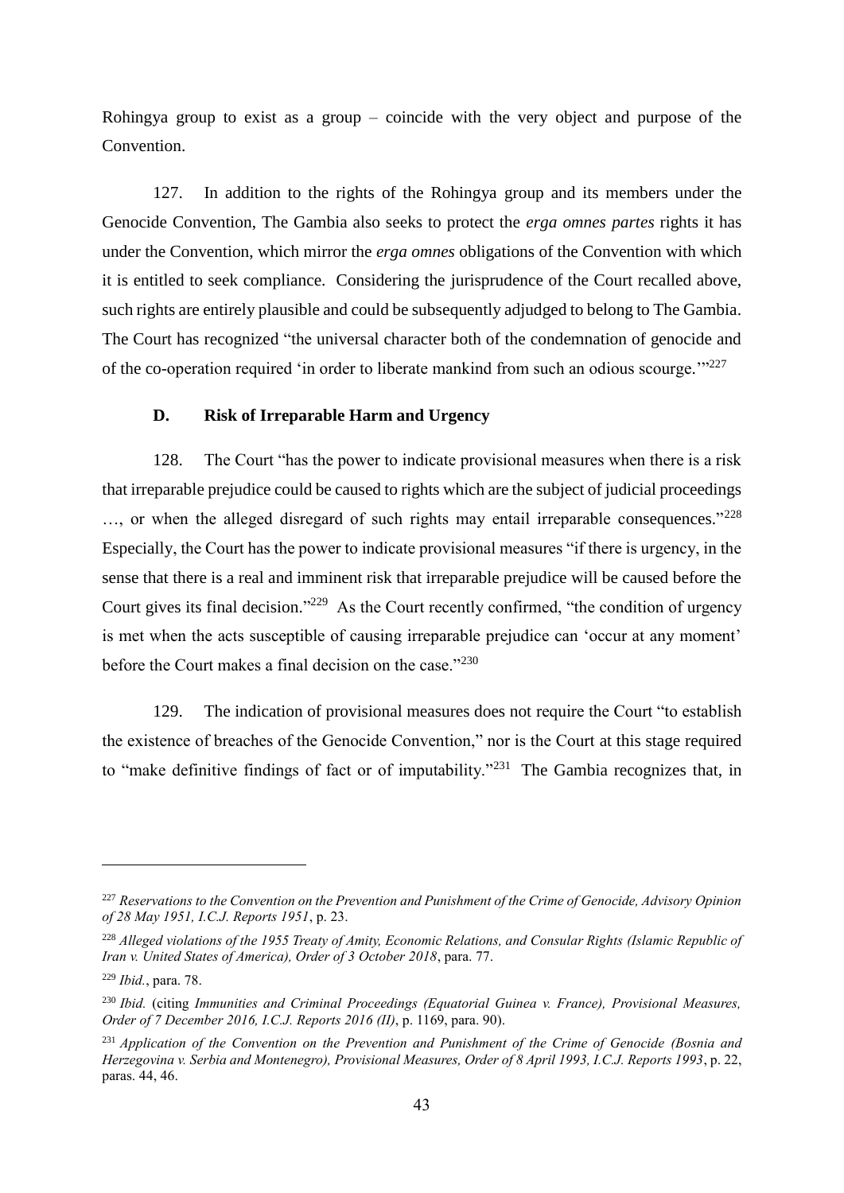Rohingya group to exist as a group – coincide with the very object and purpose of the Convention.

127. In addition to the rights of the Rohingya group and its members under the Genocide Convention, The Gambia also seeks to protect the *erga omnes partes* rights it has under the Convention, which mirror the *erga omnes* obligations of the Convention with which it is entitled to seek compliance. Considering the jurisprudence of the Court recalled above, such rights are entirely plausible and could be subsequently adjudged to belong to The Gambia. The Court has recognized "the universal character both of the condemnation of genocide and of the co-operation required 'in order to liberate mankind from such an odious scourge.'"[227]

### D. Risk of Irreparable Harm and Urgency

128. The Court "has the power to indicate provisional measures when there is a risk that irreparable prejudice could be caused to rights which are the subject of judicial proceedings …, or when the alleged disregard of such rights may entail irreparable consequences."[228] Especially, the Court has the power to indicate provisional measures "if there is urgency, in the sense that there is a real and imminent risk that irreparable prejudice will be caused before the Court gives its final decision."[229] As the Court recently confirmed, "the condition of urgency is met when the acts susceptible of causing irreparable prejudice can 'occur at any moment' before the Court makes a final decision on the case."[230]

129. The indication of provisional measures does not require the Court "to establish the existence of breaches of the Genocide Convention," nor is the Court at this stage required to "make definitive findings of fact or of imputability."[231] The Gambia recognizes that, in

---

[227] *Reservations to the Convention on the Prevention and Punishment of the Crime of Genocide, Advisory Opinion of 28 May 1951, I.C.J. Reports 1951*, p. 23.

[228] *Alleged violations of the 1955 Treaty of Amity, Economic Relations, and Consular Rights (Islamic Republic of Iran v. United States of America), Order of 3 October 2018*, para. 77.

[229] *Ibid.*, para. 78.

[230] *Ibid.* (citing *Immunities and Criminal Proceedings (Equatorial Guinea v. France), Provisional Measures, Order of 7 December 2016, I.C.J. Reports 2016 (II)*, p. 1169, para. 90).

[231] *Application of the Convention on the Prevention and Punishment of the Crime of Genocide (Bosnia and Herzegovina v. Serbia and Montenegro), Provisional Measures, Order of 8 April 1993, I.C.J. Reports 1993*, p. 22, paras. 44, 46.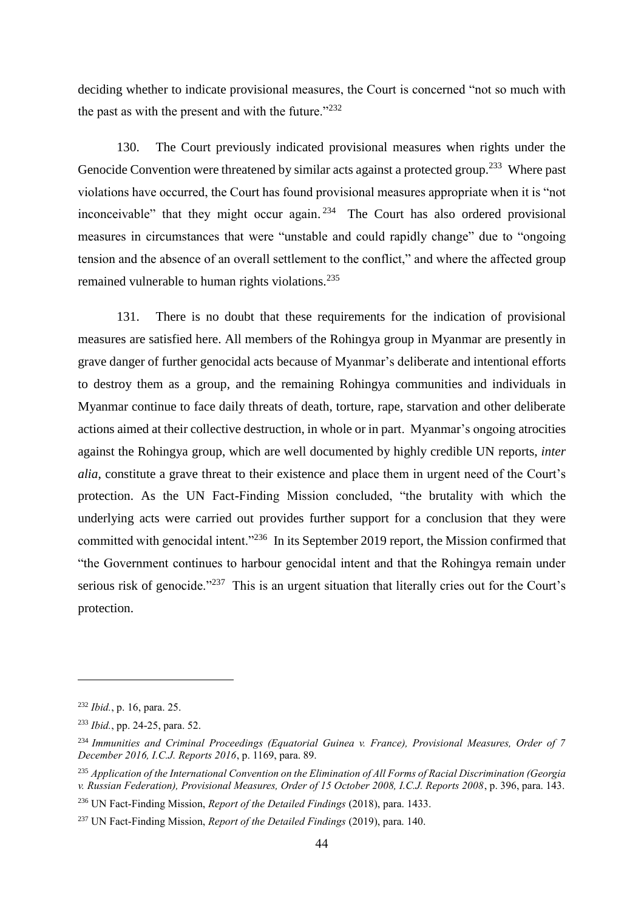deciding whether to indicate provisional measures, the Court is concerned "not so much with the past as with the present and with the future."[232]

130. The Court previously indicated provisional measures when rights under the Genocide Convention were threatened by similar acts against a protected group.[233] Where past violations have occurred, the Court has found provisional measures appropriate when it is "not inconceivable" that they might occur again.[234] The Court has also ordered provisional measures in circumstances that were "unstable and could rapidly change" due to "ongoing tension and the absence of an overall settlement to the conflict," and where the affected group remained vulnerable to human rights violations.[235]

131. There is no doubt that these requirements for the indication of provisional measures are satisfied here. All members of the Rohingya group in Myanmar are presently in grave danger of further genocidal acts because of Myanmar's deliberate and intentional efforts to destroy them as a group, and the remaining Rohingya communities and individuals in Myanmar continue to face daily threats of death, torture, rape, starvation and other deliberate actions aimed at their collective destruction, in whole or in part. Myanmar's ongoing atrocities against the Rohingya group, which are well documented by highly credible UN reports, *inter alia*, constitute a grave threat to their existence and place them in urgent need of the Court's protection. As the UN Fact-Finding Mission concluded, "the brutality with which the underlying acts were carried out provides further support for a conclusion that they were committed with genocidal intent."[236] In its September 2019 report, the Mission confirmed that "the Government continues to harbour genocidal intent and that the Rohingya remain under serious risk of genocide."[237] This is an urgent situation that literally cries out for the Court's protection.

---

[232] *Ibid.*, p. 16, para. 25.

[233] *Ibid.*, pp. 24-25, para. 52.

[234] *Immunities and Criminal Proceedings (Equatorial Guinea v. France), Provisional Measures, Order of 7 December 2016, I.C.J. Reports 2016*, p. 1169, para. 89.

[235] *Application of the International Convention on the Elimination of All Forms of Racial Discrimination (Georgia v. Russian Federation), Provisional Measures, Order of 15 October 2008, I.C.J. Reports 2008*, p. 396, para. 143.

[236] UN Fact-Finding Mission, *Report of the Detailed Findings* (2018), para. 1433.

[237] UN Fact-Finding Mission, *Report of the Detailed Findings* (2019), para. 140.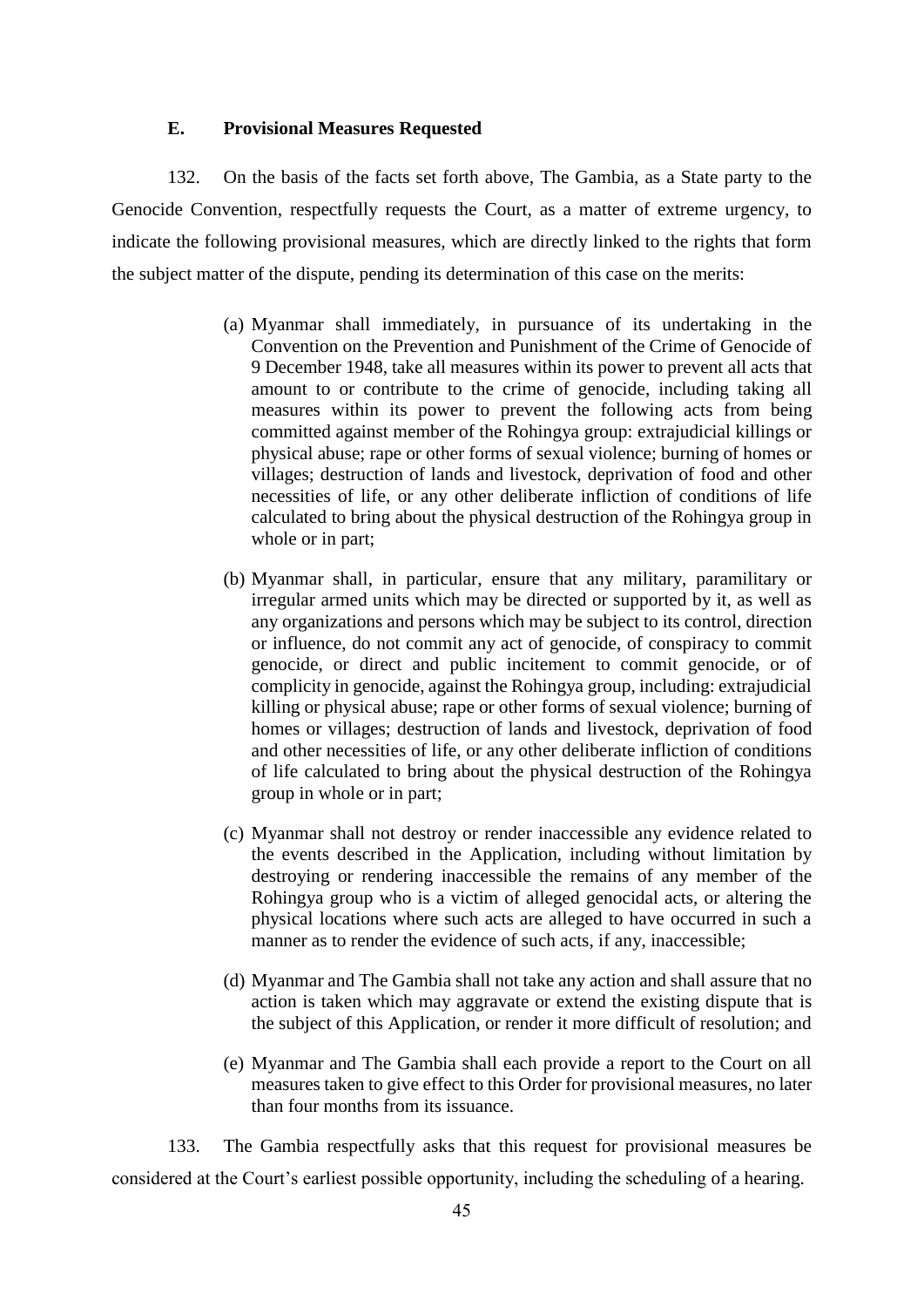### E. Provisional Measures Requested

132. On the basis of the facts set forth above, The Gambia, as a State party to the Genocide Convention, respectfully requests the Court, as a matter of extreme urgency, to indicate the following provisional measures, which are directly linked to the rights that form the subject matter of the dispute, pending its determination of this case on the merits:

> (a) Myanmar shall immediately, in pursuance of its undertaking in the Convention on the Prevention and Punishment of the Crime of Genocide of 9 December 1948, take all measures within its power to prevent all acts that amount to or contribute to the crime of genocide, including taking all measures within its power to prevent the following acts from being committed against member of the Rohingya group: extrajudicial killings or physical abuse; rape or other forms of sexual violence; burning of homes or villages; destruction of lands and livestock, deprivation of food and other necessities of life, or any other deliberate infliction of conditions of life calculated to bring about the physical destruction of the Rohingya group in whole or in part;
>
> (b) Myanmar shall, in particular, ensure that any military, paramilitary or irregular armed units which may be directed or supported by it, as well as any organizations and persons which may be subject to its control, direction or influence, do not commit any act of genocide, of conspiracy to commit genocide, or direct and public incitement to commit genocide, or of complicity in genocide, against the Rohingya group, including: extrajudicial killing or physical abuse; rape or other forms of sexual violence; burning of homes or villages; destruction of lands and livestock, deprivation of food and other necessities of life, or any other deliberate infliction of conditions of life calculated to bring about the physical destruction of the Rohingya group in whole or in part;
>
> (c) Myanmar shall not destroy or render inaccessible any evidence related to the events described in the Application, including without limitation by destroying or rendering inaccessible the remains of any member of the Rohingya group who is a victim of alleged genocidal acts, or altering the physical locations where such acts are alleged to have occurred in such a manner as to render the evidence of such acts, if any, inaccessible;
>
> (d) Myanmar and The Gambia shall not take any action and shall assure that no action is taken which may aggravate or extend the existing dispute that is the subject of this Application, or render it more difficult of resolution; and
>
> (e) Myanmar and The Gambia shall each provide a report to the Court on all measures taken to give effect to this Order for provisional measures, no later than four months from its issuance.

133. The Gambia respectfully asks that this request for provisional measures be considered at the Court's earliest possible opportunity, including the scheduling of a hearing.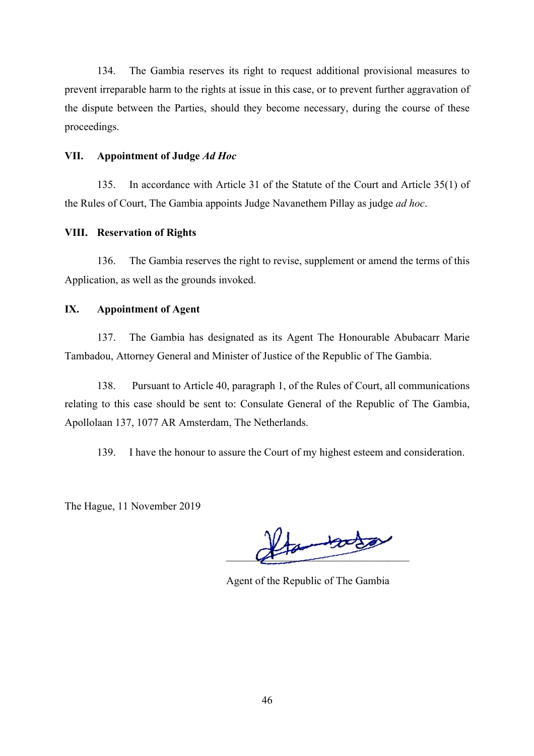134. The Gambia reserves its right to request additional provisional measures to prevent irreparable harm to the rights at issue in this case, or to prevent further aggravation of the dispute between the Parties, should they become necessary, during the course of these proceedings.

## VII. Appointment of Judge *Ad Hoc*

135. In accordance with Article 31 of the Statute of the Court and Article 35(1) of the Rules of Court, The Gambia appoints Judge Navanethem Pillay as judge *ad hoc*.

## VIII. Reservation of Rights

136. The Gambia reserves the right to revise, supplement or amend the terms of this Application, as well as the grounds invoked.

## IX. Appointment of Agent

137. The Gambia has designated as its Agent The Honourable Abubacarr Marie Tambadou, Attorney General and Minister of Justice of the Republic of The Gambia.

138. Pursuant to Article 40, paragraph 1, of the Rules of Court, all communications relating to this case should be sent to: Consulate General of the Republic of The Gambia, Apollolaan 137, 1077 AR Amsterdam, The Netherlands.

139. I have the honour to assure the Court of my highest esteem and consideration.

The Hague, 11 November 2019

Agent of the Republic of The Gambia